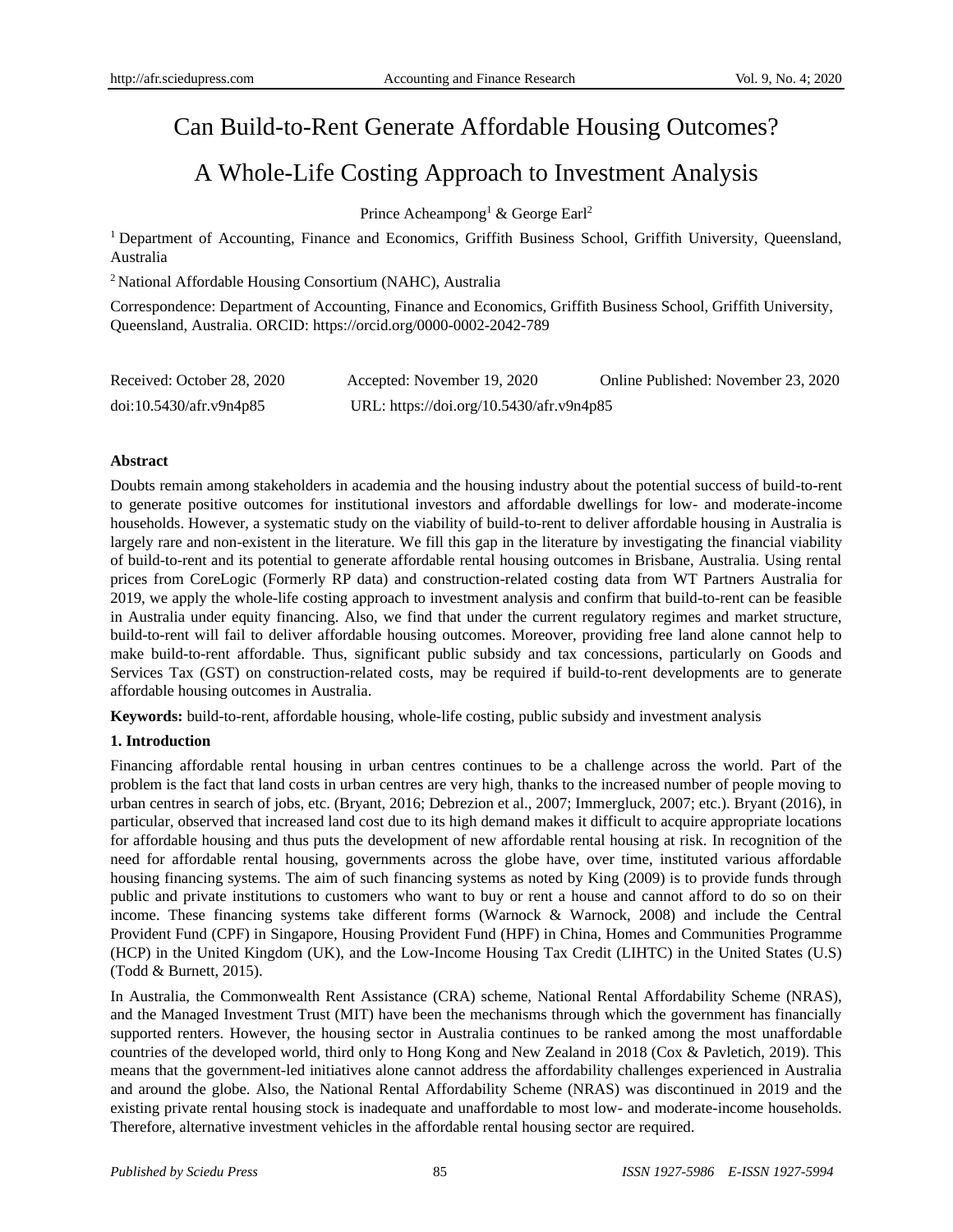# Can Build-to-Rent Generate Affordable Housing Outcomes?

# A Whole-Life Costing Approach to Investment Analysis

Prince Acheampong[1] & George Earl[2]

[1] Department of Accounting, Finance and Economics, Griffith Business School, Griffith University, Queensland, Australia

[2] National Affordable Housing Consortium (NAHC), Australia

Correspondence: Department of Accounting, Finance and Economics, Griffith Business School, Griffith University, Queensland, Australia. ORCID: https://orcid.org/0000-0002-2042-789

Received: October 28, 2020    Accepted: November 19, 2020    Online Published: November 23, 2020

doi:10.5430/afr.v9n4p85    URL: https://doi.org/10.5430/afr.v9n4p85

**Abstract**

Doubts remain among stakeholders in academia and the housing industry about the potential success of build-to-rent to generate positive outcomes for institutional investors and affordable dwellings for low- and moderate-income households. However, a systematic study on the viability of build-to-rent to deliver affordable housing in Australia is largely rare and non-existent in the literature. We fill this gap in the literature by investigating the financial viability of build-to-rent and its potential to generate affordable rental housing outcomes in Brisbane, Australia. Using rental prices from CoreLogic (Formerly RP data) and construction-related costing data from WT Partners Australia for 2019, we apply the whole-life costing approach to investment analysis and confirm that build-to-rent can be feasible in Australia under equity financing. Also, we find that under the current regulatory regimes and market structure, build-to-rent will fail to deliver affordable housing outcomes. Moreover, providing free land alone cannot help to make build-to-rent affordable. Thus, significant public subsidy and tax concessions, particularly on Goods and Services Tax (GST) on construction-related costs, may be required if build-to-rent developments are to generate affordable housing outcomes in Australia.

**Keywords:** build-to-rent, affordable housing, whole-life costing, public subsidy and investment analysis

## 1. Introduction

Financing affordable rental housing in urban centres continues to be a challenge across the world. Part of the problem is the fact that land costs in urban centres are very high, thanks to the increased number of people moving to urban centres in search of jobs, etc. (Bryant, 2016; Debrezion et al., 2007; Immergluck, 2007; etc.). Bryant (2016), in particular, observed that increased land cost due to its high demand makes it difficult to acquire appropriate locations for affordable housing and thus puts the development of new affordable rental housing at risk. In recognition of the need for affordable rental housing, governments across the globe have, over time, instituted various affordable housing financing systems. The aim of such financing systems as noted by King (2009) is to provide funds through public and private institutions to customers who want to buy or rent a house and cannot afford to do so on their income. These financing systems take different forms (Warnock & Warnock, 2008) and include the Central Provident Fund (CPF) in Singapore, Housing Provident Fund (HPF) in China, Homes and Communities Programme (HCP) in the United Kingdom (UK), and the Low-Income Housing Tax Credit (LIHTC) in the United States (U.S) (Todd & Burnett, 2015).

In Australia, the Commonwealth Rent Assistance (CRA) scheme, National Rental Affordability Scheme (NRAS), and the Managed Investment Trust (MIT) have been the mechanisms through which the government has financially supported renters. However, the housing sector in Australia continues to be ranked among the most unaffordable countries of the developed world, third only to Hong Kong and New Zealand in 2018 (Cox & Pavletich, 2019). This means that the government-led initiatives alone cannot address the affordability challenges experienced in Australia and around the globe. Also, the National Rental Affordability Scheme (NRAS) was discontinued in 2019 and the existing private rental housing stock is inadequate and unaffordable to most low- and moderate-income households. Therefore, alternative investment vehicles in the affordable rental housing sector are required.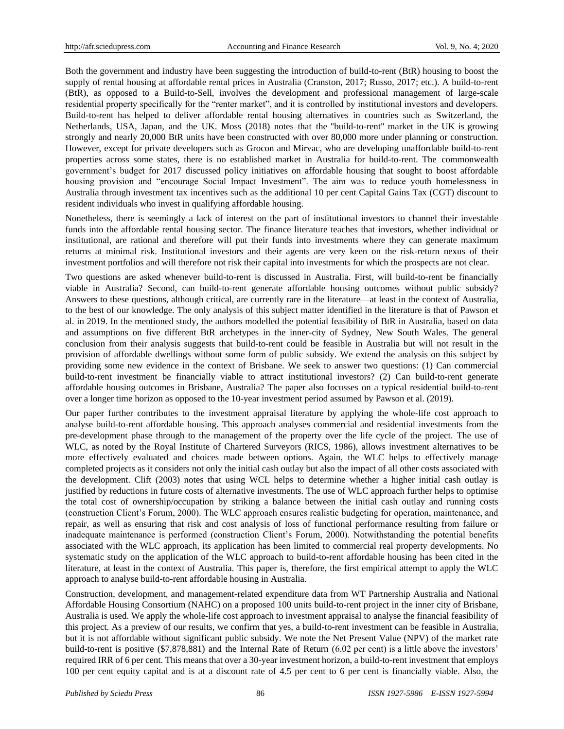Both the government and industry have been suggesting the introduction of build-to-rent (BtR) housing to boost the supply of rental housing at affordable rental prices in Australia (Cranston, 2017; Russo, 2017; etc.). A build-to-rent (BtR), as opposed to a Build-to-Sell, involves the development and professional management of large-scale residential property specifically for the "renter market", and it is controlled by institutional investors and developers. Build-to-rent has helped to deliver affordable rental housing alternatives in countries such as Switzerland, the Netherlands, USA, Japan, and the UK. Moss (2018) notes that the "build-to-rent" market in the UK is growing strongly and nearly 20,000 BtR units have been constructed with over 80,000 more under planning or construction. However, except for private developers such as Grocon and Mirvac, who are developing unaffordable build-to-rent properties across some states, there is no established market in Australia for build-to-rent. The commonwealth government's budget for 2017 discussed policy initiatives on affordable housing that sought to boost affordable housing provision and "encourage Social Impact Investment". The aim was to reduce youth homelessness in Australia through investment tax incentives such as the additional 10 per cent Capital Gains Tax (CGT) discount to resident individuals who invest in qualifying affordable housing.

Nonetheless, there is seemingly a lack of interest on the part of institutional investors to channel their investable funds into the affordable rental housing sector. The finance literature teaches that investors, whether individual or institutional, are rational and therefore will put their funds into investments where they can generate maximum returns at minimal risk. Institutional investors and their agents are very keen on the risk-return nexus of their investment portfolios and will therefore not risk their capital into investments for which the prospects are not clear.

Two questions are asked whenever build-to-rent is discussed in Australia. First, will build-to-rent be financially viable in Australia? Second, can build-to-rent generate affordable housing outcomes without public subsidy? Answers to these questions, although critical, are currently rare in the literature—at least in the context of Australia, to the best of our knowledge. The only analysis of this subject matter identified in the literature is that of Pawson et al. in 2019. In the mentioned study, the authors modelled the potential feasibility of BtR in Australia, based on data and assumptions on five different BtR archetypes in the inner-city of Sydney, New South Wales. The general conclusion from their analysis suggests that build-to-rent could be feasible in Australia but will not result in the provision of affordable dwellings without some form of public subsidy. We extend the analysis on this subject by providing some new evidence in the context of Brisbane. We seek to answer two questions: (1) Can commercial build-to-rent investment be financially viable to attract institutional investors? (2) Can build-to-rent generate affordable housing outcomes in Brisbane, Australia? The paper also focusses on a typical residential build-to-rent over a longer time horizon as opposed to the 10-year investment period assumed by Pawson et al. (2019).

Our paper further contributes to the investment appraisal literature by applying the whole-life cost approach to analyse build-to-rent affordable housing. This approach analyses commercial and residential investments from the pre-development phase through to the management of the property over the life cycle of the project. The use of WLC, as noted by the Royal Institute of Chartered Surveyors (RICS, 1986), allows investment alternatives to be more effectively evaluated and choices made between options. Again, the WLC helps to effectively manage completed projects as it considers not only the initial cash outlay but also the impact of all other costs associated with the development. Clift (2003) notes that using WCL helps to determine whether a higher initial cash outlay is justified by reductions in future costs of alternative investments. The use of WLC approach further helps to optimise the total cost of ownership/occupation by striking a balance between the initial cash outlay and running costs (construction Client's Forum, 2000). The WLC approach ensures realistic budgeting for operation, maintenance, and repair, as well as ensuring that risk and cost analysis of loss of functional performance resulting from failure or inadequate maintenance is performed (construction Client's Forum, 2000). Notwithstanding the potential benefits associated with the WLC approach, its application has been limited to commercial real property developments. No systematic study on the application of the WLC approach to build-to-rent affordable housing has been cited in the literature, at least in the context of Australia. This paper is, therefore, the first empirical attempt to apply the WLC approach to analyse build-to-rent affordable housing in Australia.

Construction, development, and management-related expenditure data from WT Partnership Australia and National Affordable Housing Consortium (NAHC) on a proposed 100 units build-to-rent project in the inner city of Brisbane, Australia is used. We apply the whole-life cost approach to investment appraisal to analyse the financial feasibility of this project. As a preview of our results, we confirm that yes, a build-to-rent investment can be feasible in Australia, but it is not affordable without significant public subsidy. We note the Net Present Value (NPV) of the market rate build-to-rent is positive ($7,878,881) and the Internal Rate of Return (6.02 per cent) is a little above the investors' required IRR of 6 per cent. This means that over a 30-year investment horizon, a build-to-rent investment that employs 100 per cent equity capital and is at a discount rate of 4.5 per cent to 6 per cent is financially viable. Also, the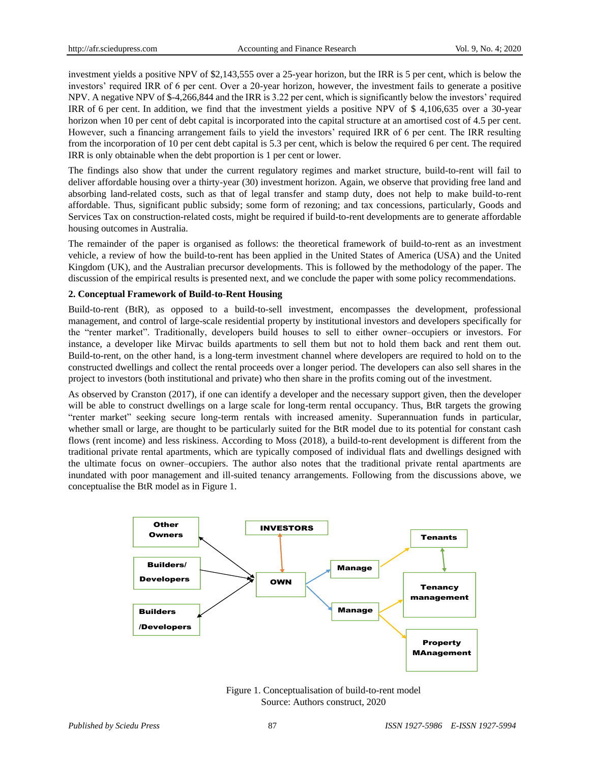investment yields a positive NPV of $2,143,555 over a 25-year horizon, but the IRR is 5 per cent, which is below the investors' required IRR of 6 per cent. Over a 20-year horizon, however, the investment fails to generate a positive NPV. A negative NPV of $-4,266,844 and the IRR is 3.22 per cent, which is significantly below the investors' required IRR of 6 per cent. In addition, we find that the investment yields a positive NPV of $ 4,106,635 over a 30-year horizon when 10 per cent of debt capital is incorporated into the capital structure at an amortised cost of 4.5 per cent. However, such a financing arrangement fails to yield the investors' required IRR of 6 per cent. The IRR resulting from the incorporation of 10 per cent debt capital is 5.3 per cent, which is below the required 6 per cent. The required IRR is only obtainable when the debt proportion is 1 per cent or lower.

The findings also show that under the current regulatory regimes and market structure, build-to-rent will fail to deliver affordable housing over a thirty-year (30) investment horizon. Again, we observe that providing free land and absorbing land-related costs, such as that of legal transfer and stamp duty, does not help to make build-to-rent affordable. Thus, significant public subsidy; some form of rezoning; and tax concessions, particularly, Goods and Services Tax on construction-related costs, might be required if build-to-rent developments are to generate affordable housing outcomes in Australia.

The remainder of the paper is organised as follows: the theoretical framework of build-to-rent as an investment vehicle, a review of how the build-to-rent has been applied in the United States of America (USA) and the United Kingdom (UK), and the Australian precursor developments. This is followed by the methodology of the paper. The discussion of the empirical results is presented next, and we conclude the paper with some policy recommendations.

## 2. Conceptual Framework of Build-to-Rent Housing

Build-to-rent (BtR), as opposed to a build-to-sell investment, encompasses the development, professional management, and control of large-scale residential property by institutional investors and developers specifically for the "renter market". Traditionally, developers build houses to sell to either owner–occupiers or investors. For instance, a developer like Mirvac builds apartments to sell them but not to hold them back and rent them out. Build-to-rent, on the other hand, is a long-term investment channel where developers are required to hold on to the constructed dwellings and collect the rental proceeds over a longer period. The developers can also sell shares in the project to investors (both institutional and private) who then share in the profits coming out of the investment.

As observed by Cranston (2017), if one can identify a developer and the necessary support given, then the developer will be able to construct dwellings on a large scale for long-term rental occupancy. Thus, BtR targets the growing "renter market" seeking secure long-term rentals with increased amenity. Superannuation funds in particular, whether small or large, are thought to be particularly suited for the BtR model due to its potential for constant cash flows (rent income) and less riskiness. According to Moss (2018), a build-to-rent development is different from the traditional private rental apartments, which are typically composed of individual flats and dwellings designed with the ultimate focus on owner–occupiers. The author also notes that the traditional private rental apartments are inundated with poor management and ill-suited tenancy arrangements. Following from the discussions above, we conceptualise the BtR model as in Figure 1.

Other Owners | Builders/ Developers | Builders /Developers | INVESTORS | OWN | Manage | Manage | Tenants | Tenancy management | Property MAnagement

Figure 1. Conceptualisation of build-to-rent model
Source: Authors construct, 2020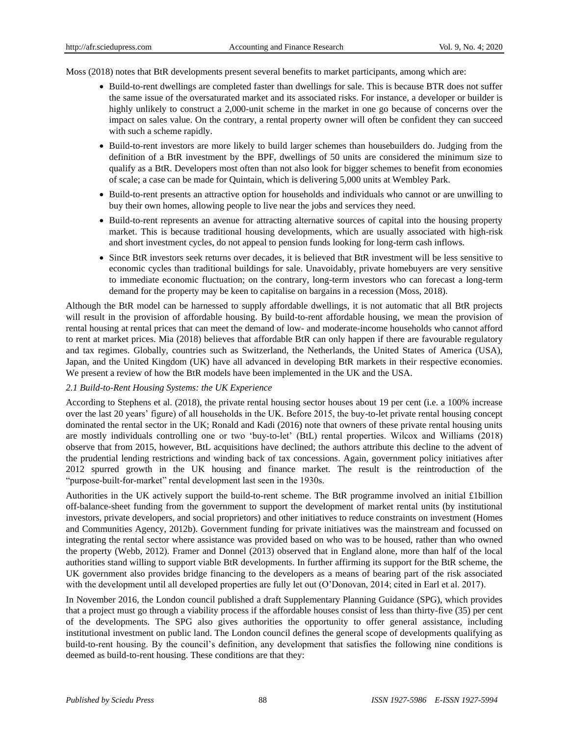Moss (2018) notes that BtR developments present several benefits to market participants, among which are:

- Build-to-rent dwellings are completed faster than dwellings for sale. This is because BTR does not suffer the same issue of the oversaturated market and its associated risks. For instance, a developer or builder is highly unlikely to construct a 2,000-unit scheme in the market in one go because of concerns over the impact on sales value. On the contrary, a rental property owner will often be confident they can succeed with such a scheme rapidly.
- Build-to-rent investors are more likely to build larger schemes than housebuilders do. Judging from the definition of a BtR investment by the BPF, dwellings of 50 units are considered the minimum size to qualify as a BtR. Developers most often than not also look for bigger schemes to benefit from economies of scale; a case can be made for Quintain, which is delivering 5,000 units at Wembley Park.
- Build-to-rent presents an attractive option for households and individuals who cannot or are unwilling to buy their own homes, allowing people to live near the jobs and services they need.
- Build-to-rent represents an avenue for attracting alternative sources of capital into the housing property market. This is because traditional housing developments, which are usually associated with high-risk and short investment cycles, do not appeal to pension funds looking for long-term cash inflows.
- Since BtR investors seek returns over decades, it is believed that BtR investment will be less sensitive to economic cycles than traditional buildings for sale. Unavoidably, private homebuyers are very sensitive to immediate economic fluctuation; on the contrary, long-term investors who can forecast a long-term demand for the property may be keen to capitalise on bargains in a recession (Moss, 2018).

Although the BtR model can be harnessed to supply affordable dwellings, it is not automatic that all BtR projects will result in the provision of affordable housing. By build-to-rent affordable housing, we mean the provision of rental housing at rental prices that can meet the demand of low- and moderate-income households who cannot afford to rent at market prices. Mia (2018) believes that affordable BtR can only happen if there are favourable regulatory and tax regimes. Globally, countries such as Switzerland, the Netherlands, the United States of America (USA), Japan, and the United Kingdom (UK) have all advanced in developing BtR markets in their respective economies. We present a review of how the BtR models have been implemented in the UK and the USA.

*2.1 Build-to-Rent Housing Systems: the UK Experience*

According to Stephens et al. (2018), the private rental housing sector houses about 19 per cent (i.e. a 100% increase over the last 20 years' figure) of all households in the UK. Before 2015, the buy-to-let private rental housing concept dominated the rental sector in the UK; Ronald and Kadi (2016) note that owners of these private rental housing units are mostly individuals controlling one or two 'buy-to-let' (BtL) rental properties. Wilcox and Williams (2018) observe that from 2015, however, BtL acquisitions have declined; the authors attribute this decline to the advent of the prudential lending restrictions and winding back of tax concessions. Again, government policy initiatives after 2012 spurred growth in the UK housing and finance market. The result is the reintroduction of the "purpose-built-for-market" rental development last seen in the 1930s.

Authorities in the UK actively support the build-to-rent scheme. The BtR programme involved an initial £1billion off-balance-sheet funding from the government to support the development of market rental units (by institutional investors, private developers, and social proprietors) and other initiatives to reduce constraints on investment (Homes and Communities Agency, 2012b). Government funding for private initiatives was the mainstream and focussed on integrating the rental sector where assistance was provided based on who was to be housed, rather than who owned the property (Webb, 2012). Framer and Donnel (2013) observed that in England alone, more than half of the local authorities stand willing to support viable BtR developments. In further affirming its support for the BtR scheme, the UK government also provides bridge financing to the developers as a means of bearing part of the risk associated with the development until all developed properties are fully let out (O'Donovan, 2014; cited in Earl et al. 2017).

In November 2016, the London council published a draft Supplementary Planning Guidance (SPG), which provides that a project must go through a viability process if the affordable houses consist of less than thirty-five (35) per cent of the developments. The SPG also gives authorities the opportunity to offer general assistance, including institutional investment on public land. The London council defines the general scope of developments qualifying as build-to-rent housing. By the council's definition, any development that satisfies the following nine conditions is deemed as build-to-rent housing. These conditions are that they: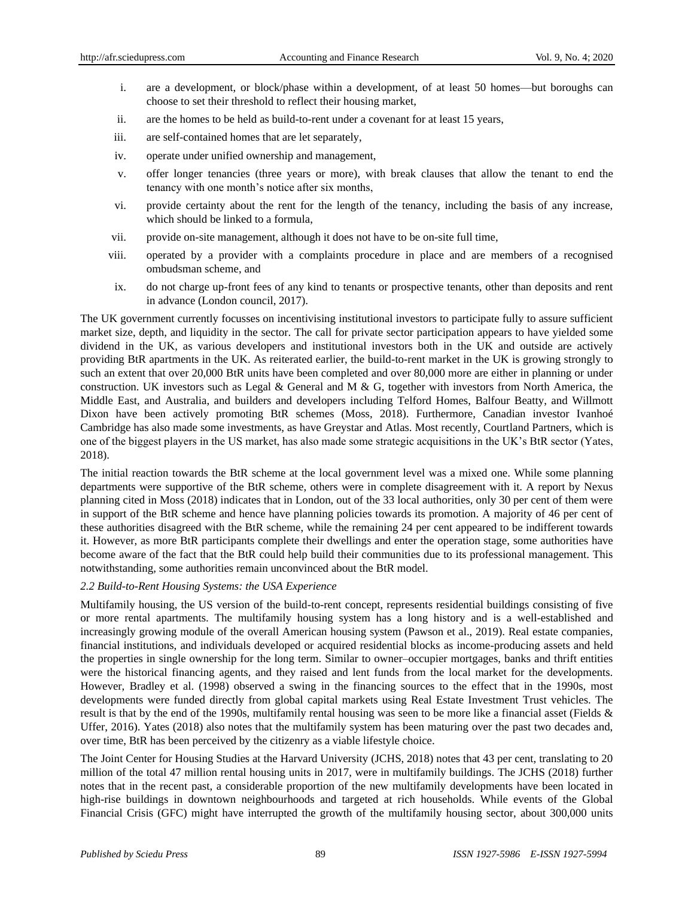i. are a development, or block/phase within a development, of at least 50 homes—but boroughs can choose to set their threshold to reflect their housing market,

ii. are the homes to be held as build-to-rent under a covenant for at least 15 years,

iii. are self-contained homes that are let separately,

iv. operate under unified ownership and management,

v. offer longer tenancies (three years or more), with break clauses that allow the tenant to end the tenancy with one month's notice after six months,

vi. provide certainty about the rent for the length of the tenancy, including the basis of any increase, which should be linked to a formula,

vii. provide on-site management, although it does not have to be on-site full time,

viii. operated by a provider with a complaints procedure in place and are members of a recognised ombudsman scheme, and

ix. do not charge up-front fees of any kind to tenants or prospective tenants, other than deposits and rent in advance (London council, 2017).

The UK government currently focusses on incentivising institutional investors to participate fully to assure sufficient market size, depth, and liquidity in the sector. The call for private sector participation appears to have yielded some dividend in the UK, as various developers and institutional investors both in the UK and outside are actively providing BtR apartments in the UK. As reiterated earlier, the build-to-rent market in the UK is growing strongly to such an extent that over 20,000 BtR units have been completed and over 80,000 more are either in planning or under construction. UK investors such as Legal & General and M & G, together with investors from North America, the Middle East, and Australia, and builders and developers including Telford Homes, Balfour Beatty, and Willmott Dixon have been actively promoting BtR schemes (Moss, 2018). Furthermore, Canadian investor Ivanhoé Cambridge has also made some investments, as have Greystar and Atlas. Most recently, Courtland Partners, which is one of the biggest players in the US market, has also made some strategic acquisitions in the UK's BtR sector (Yates, 2018).

The initial reaction towards the BtR scheme at the local government level was a mixed one. While some planning departments were supportive of the BtR scheme, others were in complete disagreement with it. A report by Nexus planning cited in Moss (2018) indicates that in London, out of the 33 local authorities, only 30 per cent of them were in support of the BtR scheme and hence have planning policies towards its promotion. A majority of 46 per cent of these authorities disagreed with the BtR scheme, while the remaining 24 per cent appeared to be indifferent towards it. However, as more BtR participants complete their dwellings and enter the operation stage, some authorities have become aware of the fact that the BtR could help build their communities due to its professional management. This notwithstanding, some authorities remain unconvinced about the BtR model.

### *2.2 Build-to-Rent Housing Systems: the USA Experience*

Multifamily housing, the US version of the build-to-rent concept, represents residential buildings consisting of five or more rental apartments. The multifamily housing system has a long history and is a well-established and increasingly growing module of the overall American housing system (Pawson et al., 2019). Real estate companies, financial institutions, and individuals developed or acquired residential blocks as income-producing assets and held the properties in single ownership for the long term. Similar to owner–occupier mortgages, banks and thrift entities were the historical financing agents, and they raised and lent funds from the local market for the developments. However, Bradley et al. (1998) observed a swing in the financing sources to the effect that in the 1990s, most developments were funded directly from global capital markets using Real Estate Investment Trust vehicles. The result is that by the end of the 1990s, multifamily rental housing was seen to be more like a financial asset (Fields & Uffer, 2016). Yates (2018) also notes that the multifamily system has been maturing over the past two decades and, over time, BtR has been perceived by the citizenry as a viable lifestyle choice.

The Joint Center for Housing Studies at the Harvard University (JCHS, 2018) notes that 43 per cent, translating to 20 million of the total 47 million rental housing units in 2017, were in multifamily buildings. The JCHS (2018) further notes that in the recent past, a considerable proportion of the new multifamily developments have been located in high-rise buildings in downtown neighbourhoods and targeted at rich households. While events of the Global Financial Crisis (GFC) might have interrupted the growth of the multifamily housing sector, about 300,000 units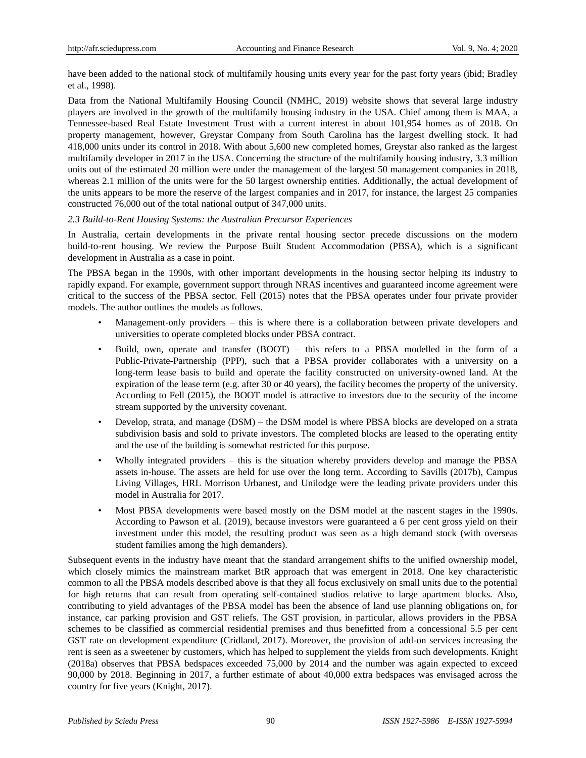have been added to the national stock of multifamily housing units every year for the past forty years (ibid; Bradley et al., 1998).

Data from the National Multifamily Housing Council (NMHC, 2019) website shows that several large industry players are involved in the growth of the multifamily housing industry in the USA. Chief among them is MAA, a Tennessee-based Real Estate Investment Trust with a current interest in about 101,954 homes as of 2018. On property management, however, Greystar Company from South Carolina has the largest dwelling stock. It had 418,000 units under its control in 2018. With about 5,600 new completed homes, Greystar also ranked as the largest multifamily developer in 2017 in the USA. Concerning the structure of the multifamily housing industry, 3.3 million units out of the estimated 20 million were under the management of the largest 50 management companies in 2018, whereas 2.1 million of the units were for the 50 largest ownership entities. Additionally, the actual development of the units appears to be more the reserve of the largest companies and in 2017, for instance, the largest 25 companies constructed 76,000 out of the total national output of 347,000 units.

### *2.3 Build-to-Rent Housing Systems: the Australian Precursor Experiences*

In Australia, certain developments in the private rental housing sector precede discussions on the modern build-to-rent housing. We review the Purpose Built Student Accommodation (PBSA), which is a significant development in Australia as a case in point.

The PBSA began in the 1990s, with other important developments in the housing sector helping its industry to rapidly expand. For example, government support through NRAS incentives and guaranteed income agreement were critical to the success of the PBSA sector. Fell (2015) notes that the PBSA operates under four private provider models. The author outlines the models as follows.

- Management-only providers – this is where there is a collaboration between private developers and universities to operate completed blocks under PBSA contract.
- Build, own, operate and transfer (BOOT) – this refers to a PBSA modelled in the form of a Public-Private-Partnership (PPP), such that a PBSA provider collaborates with a university on a long-term lease basis to build and operate the facility constructed on university-owned land. At the expiration of the lease term (e.g. after 30 or 40 years), the facility becomes the property of the university. According to Fell (2015), the BOOT model is attractive to investors due to the security of the income stream supported by the university covenant.
- Develop, strata, and manage (DSM) – the DSM model is where PBSA blocks are developed on a strata subdivision basis and sold to private investors. The completed blocks are leased to the operating entity and the use of the building is somewhat restricted for this purpose.
- Wholly integrated providers – this is the situation whereby providers develop and manage the PBSA assets in-house. The assets are held for use over the long term. According to Savills (2017b), Campus Living Villages, HRL Morrison Urbanest, and Unilodge were the leading private providers under this model in Australia for 2017.
- Most PBSA developments were based mostly on the DSM model at the nascent stages in the 1990s. According to Pawson et al. (2019), because investors were guaranteed a 6 per cent gross yield on their investment under this model, the resulting product was seen as a high demand stock (with overseas student families among the high demanders).

Subsequent events in the industry have meant that the standard arrangement shifts to the unified ownership model, which closely mimics the mainstream market BtR approach that was emergent in 2018. One key characteristic common to all the PBSA models described above is that they all focus exclusively on small units due to the potential for high returns that can result from operating self-contained studios relative to large apartment blocks. Also, contributing to yield advantages of the PBSA model has been the absence of land use planning obligations on, for instance, car parking provision and GST reliefs. The GST provision, in particular, allows providers in the PBSA schemes to be classified as commercial residential premises and thus benefitted from a concessional 5.5 per cent GST rate on development expenditure (Cridland, 2017). Moreover, the provision of add-on services increasing the rent is seen as a sweetener by customers, which has helped to supplement the yields from such developments. Knight (2018a) observes that PBSA bedspaces exceeded 75,000 by 2014 and the number was again expected to exceed 90,000 by 2018. Beginning in 2017, a further estimate of about 40,000 extra bedspaces was envisaged across the country for five years (Knight, 2017).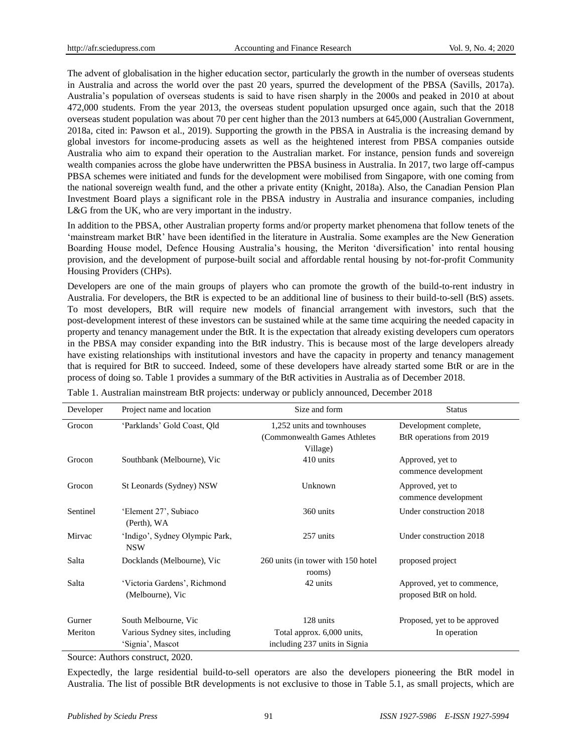The advent of globalisation in the higher education sector, particularly the growth in the number of overseas students in Australia and across the world over the past 20 years, spurred the development of the PBSA (Savills, 2017a). Australia's population of overseas students is said to have risen sharply in the 2000s and peaked in 2010 at about 472,000 students. From the year 2013, the overseas student population upsurged once again, such that the 2018 overseas student population was about 70 per cent higher than the 2013 numbers at 645,000 (Australian Government, 2018a, cited in: Pawson et al., 2019). Supporting the growth in the PBSA in Australia is the increasing demand by global investors for income-producing assets as well as the heightened interest from PBSA companies outside Australia who aim to expand their operation to the Australian market. For instance, pension funds and sovereign wealth companies across the globe have underwritten the PBSA business in Australia. In 2017, two large off-campus PBSA schemes were initiated and funds for the development were mobilised from Singapore, with one coming from the national sovereign wealth fund, and the other a private entity (Knight, 2018a). Also, the Canadian Pension Plan Investment Board plays a significant role in the PBSA industry in Australia and insurance companies, including L&G from the UK, who are very important in the industry.

In addition to the PBSA, other Australian property forms and/or property market phenomena that follow tenets of the 'mainstream market BtR' have been identified in the literature in Australia. Some examples are the New Generation Boarding House model, Defence Housing Australia's housing, the Meriton 'diversification' into rental housing provision, and the development of purpose-built social and affordable rental housing by not-for-profit Community Housing Providers (CHPs).

Developers are one of the main groups of players who can promote the growth of the build-to-rent industry in Australia. For developers, the BtR is expected to be an additional line of business to their build-to-sell (BtS) assets. To most developers, BtR will require new models of financial arrangement with investors, such that the post-development interest of these investors can be sustained while at the same time acquiring the needed capacity in property and tenancy management under the BtR. It is the expectation that already existing developers cum operators in the PBSA may consider expanding into the BtR industry. This is because most of the large developers already have existing relationships with institutional investors and have the capacity in property and tenancy management that is required for BtR to succeed. Indeed, some of these developers have already started some BtR or are in the process of doing so. Table 1 provides a summary of the BtR activities in Australia as of December 2018.

Table 1. Australian mainstream BtR projects: underway or publicly announced, December 2018

| Developer | Project name and location | Size and form | Status |
|---|---|---|---|
| Grocon | 'Parklands' Gold Coast, Qld | 1,252 units and townhouses (Commonwealth Games Athletes Village) | Development complete, BtR operations from 2019 |
| Grocon | Southbank (Melbourne), Vic | 410 units | Approved, yet to commence development |
| Grocon | St Leonards (Sydney) NSW | Unknown | Approved, yet to commence development |
| Sentinel | 'Element 27', Subiaco (Perth), WA | 360 units | Under construction 2018 |
| Mirvac | 'Indigo', Sydney Olympic Park, NSW | 257 units | Under construction 2018 |
| Salta | Docklands (Melbourne), Vic | 260 units (in tower with 150 hotel rooms) | proposed project |
| Salta | 'Victoria Gardens', Richmond (Melbourne), Vic | 42 units | Approved, yet to commence, proposed BtR on hold. |
| Gurner | South Melbourne, Vic | 128 units | Proposed, yet to be approved |
| Meriton | Various Sydney sites, including 'Signia', Mascot | Total approx. 6,000 units, including 237 units in Signia | In operation |

Source: Authors construct, 2020.

Expectedly, the large residential build-to-sell operators are also the developers pioneering the BtR model in Australia. The list of possible BtR developments is not exclusive to those in Table 5.1, as small projects, which are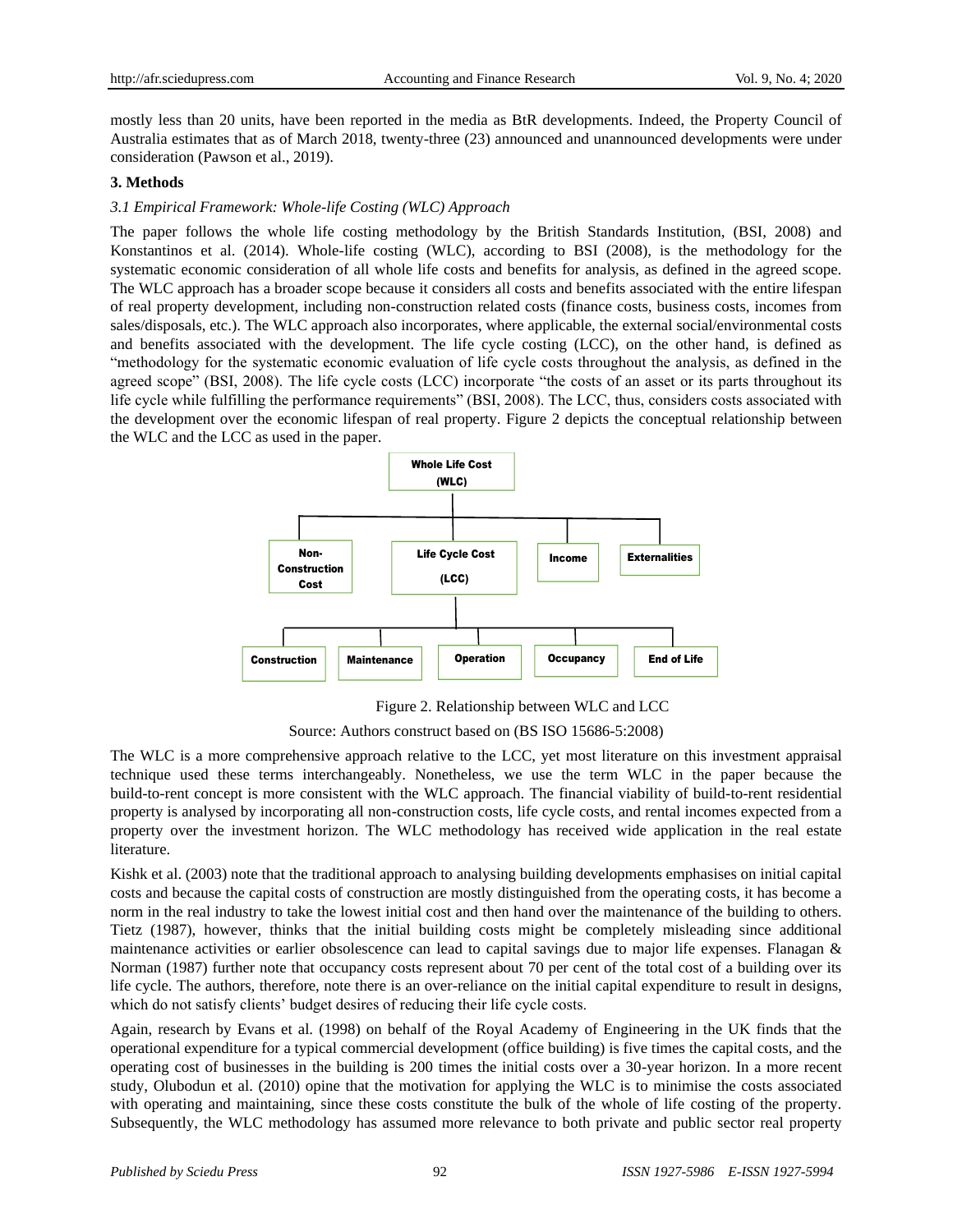mostly less than 20 units, have been reported in the media as BtR developments. Indeed, the Property Council of Australia estimates that as of March 2018, twenty-three (23) announced and unannounced developments were under consideration (Pawson et al., 2019).

## 3. Methods

### *3.1 Empirical Framework: Whole-life Costing (WLC) Approach*

The paper follows the whole life costing methodology by the British Standards Institution, (BSI, 2008) and Konstantinos et al. (2014). Whole-life costing (WLC), according to BSI (2008), is the methodology for the systematic economic consideration of all whole life costs and benefits for analysis, as defined in the agreed scope. The WLC approach has a broader scope because it considers all costs and benefits associated with the entire lifespan of real property development, including non-construction related costs (finance costs, business costs, incomes from sales/disposals, etc.). The WLC approach also incorporates, where applicable, the external social/environmental costs and benefits associated with the development. The life cycle costing (LCC), on the other hand, is defined as "methodology for the systematic economic evaluation of life cycle costs throughout the analysis, as defined in the agreed scope" (BSI, 2008). The life cycle costs (LCC) incorporate "the costs of an asset or its parts throughout its life cycle while fulfilling the performance requirements" (BSI, 2008). The LCC, thus, considers costs associated with the development over the economic lifespan of real property. Figure 2 depicts the conceptual relationship between the WLC and the LCC as used in the paper.

Whole Life Cost (WLC)

Non-Construction Cost | Life Cycle Cost (LCC) | Income | Externalities

Construction | Maintenance | Operation | Occupancy | End of Life

Figure 2. Relationship between WLC and LCC

Source: Authors construct based on (BS ISO 15686-5:2008)

The WLC is a more comprehensive approach relative to the LCC, yet most literature on this investment appraisal technique used these terms interchangeably. Nonetheless, we use the term WLC in the paper because the build-to-rent concept is more consistent with the WLC approach. The financial viability of build-to-rent residential property is analysed by incorporating all non-construction costs, life cycle costs, and rental incomes expected from a property over the investment horizon. The WLC methodology has received wide application in the real estate literature.

Kishk et al. (2003) note that the traditional approach to analysing building developments emphasises on initial capital costs and because the capital costs of construction are mostly distinguished from the operating costs, it has become a norm in the real industry to take the lowest initial cost and then hand over the maintenance of the building to others. Tietz (1987), however, thinks that the initial building costs might be completely misleading since additional maintenance activities or earlier obsolescence can lead to capital savings due to major life expenses. Flanagan & Norman (1987) further note that occupancy costs represent about 70 per cent of the total cost of a building over its life cycle. The authors, therefore, note there is an over-reliance on the initial capital expenditure to result in designs, which do not satisfy clients' budget desires of reducing their life cycle costs.

Again, research by Evans et al. (1998) on behalf of the Royal Academy of Engineering in the UK finds that the operational expenditure for a typical commercial development (office building) is five times the capital costs, and the operating cost of businesses in the building is 200 times the initial costs over a 30-year horizon. In a more recent study, Olubodun et al. (2010) opine that the motivation for applying the WLC is to minimise the costs associated with operating and maintaining, since these costs constitute the bulk of the whole of life costing of the property. Subsequently, the WLC methodology has assumed more relevance to both private and public sector real property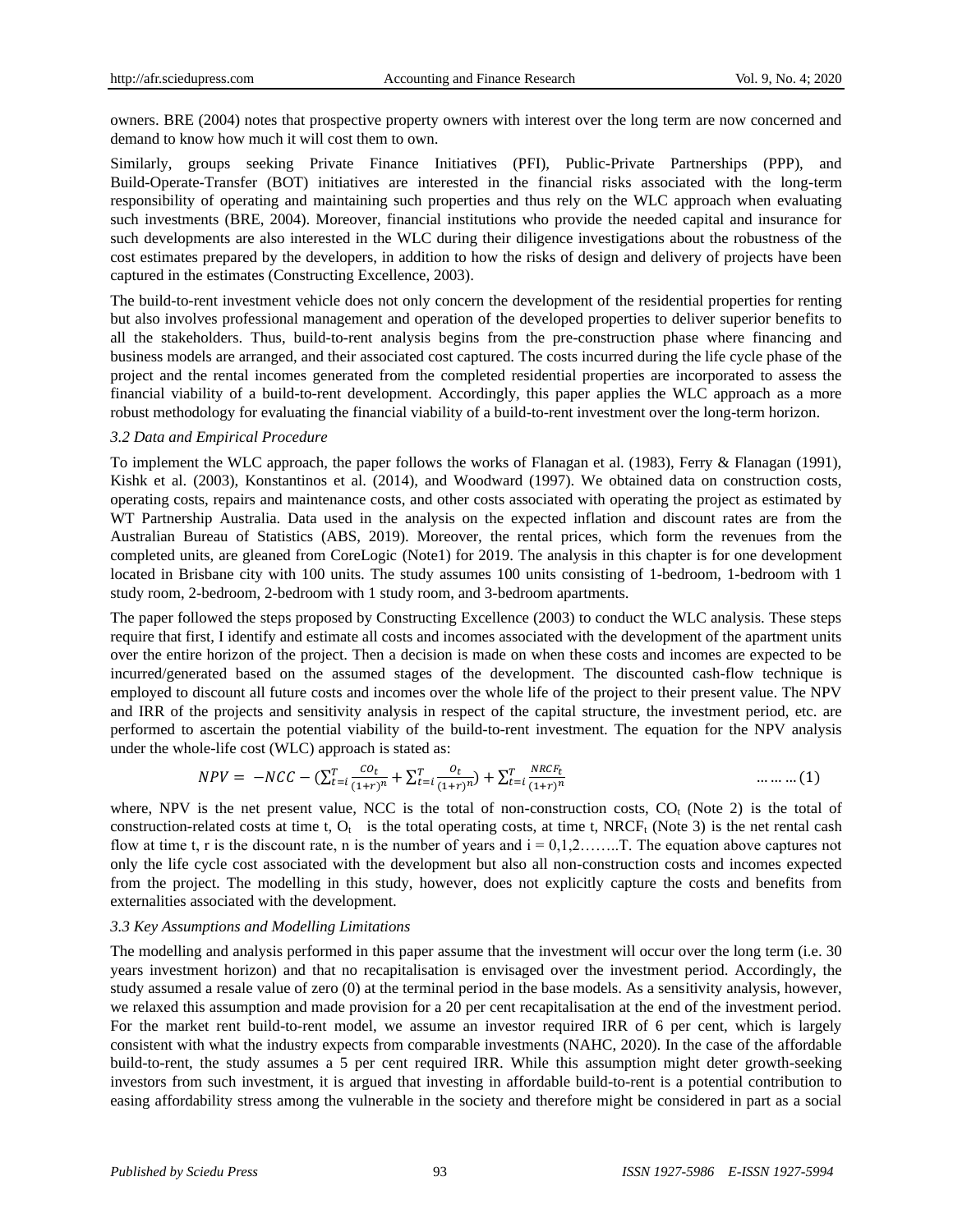owners. BRE (2004) notes that prospective property owners with interest over the long term are now concerned and demand to know how much it will cost them to own.

Similarly, groups seeking Private Finance Initiatives (PFI), Public-Private Partnerships (PPP), and Build-Operate-Transfer (BOT) initiatives are interested in the financial risks associated with the long-term responsibility of operating and maintaining such properties and thus rely on the WLC approach when evaluating such investments (BRE, 2004). Moreover, financial institutions who provide the needed capital and insurance for such developments are also interested in the WLC during their diligence investigations about the robustness of the cost estimates prepared by the developers, in addition to how the risks of design and delivery of projects have been captured in the estimates (Constructing Excellence, 2003).

The build-to-rent investment vehicle does not only concern the development of the residential properties for renting but also involves professional management and operation of the developed properties to deliver superior benefits to all the stakeholders. Thus, build-to-rent analysis begins from the pre-construction phase where financing and business models are arranged, and their associated cost captured. The costs incurred during the life cycle phase of the project and the rental incomes generated from the completed residential properties are incorporated to assess the financial viability of a build-to-rent development. Accordingly, this paper applies the WLC approach as a more robust methodology for evaluating the financial viability of a build-to-rent investment over the long-term horizon.

### 3.2 Data and Empirical Procedure

To implement the WLC approach, the paper follows the works of Flanagan et al. (1983), Ferry & Flanagan (1991), Kishk et al. (2003), Konstantinos et al. (2014), and Woodward (1997). We obtained data on construction costs, operating costs, repairs and maintenance costs, and other costs associated with operating the project as estimated by WT Partnership Australia. Data used in the analysis on the expected inflation and discount rates are from the Australian Bureau of Statistics (ABS, 2019). Moreover, the rental prices, which form the revenues from the completed units, are gleaned from CoreLogic (Note1) for 2019. The analysis in this chapter is for one development located in Brisbane city with 100 units. The study assumes 100 units consisting of 1-bedroom, 1-bedroom with 1 study room, 2-bedroom, 2-bedroom with 1 study room, and 3-bedroom apartments.

The paper followed the steps proposed by Constructing Excellence (2003) to conduct the WLC analysis. These steps require that first, I identify and estimate all costs and incomes associated with the development of the apartment units over the entire horizon of the project. Then a decision is made on when these costs and incomes are expected to be incurred/generated based on the assumed stages of the development. The discounted cash-flow technique is employed to discount all future costs and incomes over the whole life of the project to their present value. The NPV and IRR of the projects and sensitivity analysis in respect of the capital structure, the investment period, etc. are performed to ascertain the potential viability of the build-to-rent investment. The equation for the NPV analysis under the whole-life cost (WLC) approach is stated as:

$$NPV = -NCC - \left(\sum_{t=i}^{T} \frac{CO_t}{(1+r)^n} + \sum_{t=i}^{T} \frac{O_t}{(1+r)^n}\right) + \sum_{t=i}^{T} \frac{NRCF_t}{(1+r)^n} \qquad \ldots\ldots\ldots(1)$$

where, NPV is the net present value, NCC is the total of non-construction costs, $CO_t$ (Note 2) is the total of construction-related costs at time t, $O_t$ is the total operating costs, at time t, $NRCF_t$ (Note 3) is the net rental cash flow at time t, r is the discount rate, n is the number of years and i = 0,1,2……..T. The equation above captures not only the life cycle cost associated with the development but also all non-construction costs and incomes expected from the project. The modelling in this study, however, does not explicitly capture the costs and benefits from externalities associated with the development.

### 3.3 Key Assumptions and Modelling Limitations

The modelling and analysis performed in this paper assume that the investment will occur over the long term (i.e. 30 years investment horizon) and that no recapitalisation is envisaged over the investment period. Accordingly, the study assumed a resale value of zero (0) at the terminal period in the base models. As a sensitivity analysis, however, we relaxed this assumption and made provision for a 20 per cent recapitalisation at the end of the investment period. For the market rent build-to-rent model, we assume an investor required IRR of 6 per cent, which is largely consistent with what the industry expects from comparable investments (NAHC, 2020). In the case of the affordable build-to-rent, the study assumes a 5 per cent required IRR. While this assumption might deter growth-seeking investors from such investment, it is argued that investing in affordable build-to-rent is a potential contribution to easing affordability stress among the vulnerable in the society and therefore might be considered in part as a social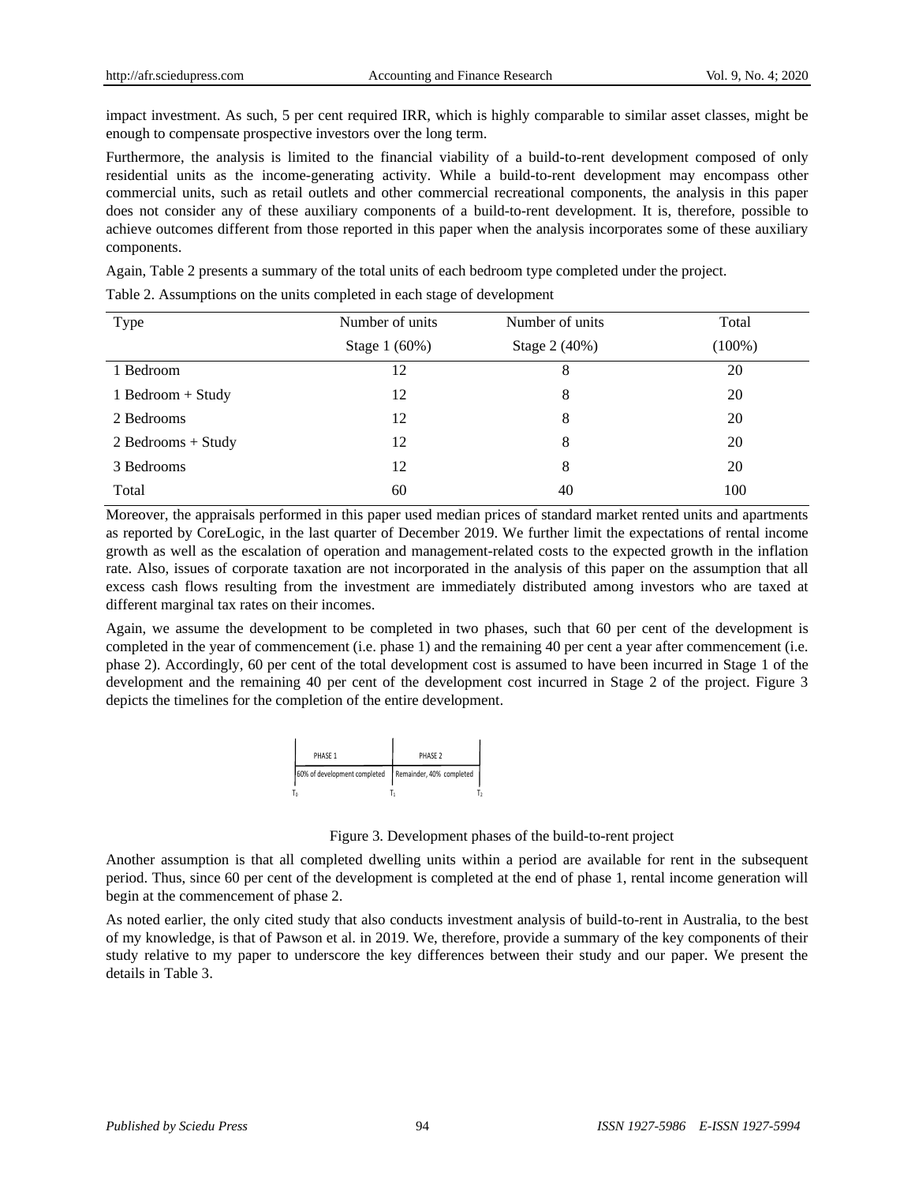impact investment. As such, 5 per cent required IRR, which is highly comparable to similar asset classes, might be enough to compensate prospective investors over the long term.

Furthermore, the analysis is limited to the financial viability of a build-to-rent development composed of only residential units as the income-generating activity. While a build-to-rent development may encompass other commercial units, such as retail outlets and other commercial recreational components, the analysis in this paper does not consider any of these auxiliary components of a build-to-rent development. It is, therefore, possible to achieve outcomes different from those reported in this paper when the analysis incorporates some of these auxiliary components.

Again, Table 2 presents a summary of the total units of each bedroom type completed under the project.

Table 2. Assumptions on the units completed in each stage of development

| Type | Number of units Stage 1 (60%) | Number of units Stage 2 (40%) | Total (100%) |
|---|---|---|---|
| 1 Bedroom | 12 | 8 | 20 |
| 1 Bedroom + Study | 12 | 8 | 20 |
| 2 Bedrooms | 12 | 8 | 20 |
| 2 Bedrooms + Study | 12 | 8 | 20 |
| 3 Bedrooms | 12 | 8 | 20 |
| Total | 60 | 40 | 100 |

Moreover, the appraisals performed in this paper used median prices of standard market rented units and apartments as reported by CoreLogic, in the last quarter of December 2019. We further limit the expectations of rental income growth as well as the escalation of operation and management-related costs to the expected growth in the inflation rate. Also, issues of corporate taxation are not incorporated in the analysis of this paper on the assumption that all excess cash flows resulting from the investment are immediately distributed among investors who are taxed at different marginal tax rates on their incomes.

Again, we assume the development to be completed in two phases, such that 60 per cent of the development is completed in the year of commencement (i.e. phase 1) and the remaining 40 per cent a year after commencement (i.e. phase 2). Accordingly, 60 per cent of the total development cost is assumed to have been incurred in Stage 1 of the development and the remaining 40 per cent of the development cost incurred in Stage 2 of the project. Figure 3 depicts the timelines for the completion of the entire development.

| PHASE 1 | PHASE 2 |
|---|---|
| 60% of development completed | Remainder, 40% completed |

$T_0$ $T_1$ $T_2$

Figure 3. Development phases of the build-to-rent project

Another assumption is that all completed dwelling units within a period are available for rent in the subsequent period. Thus, since 60 per cent of the development is completed at the end of phase 1, rental income generation will begin at the commencement of phase 2.

As noted earlier, the only cited study that also conducts investment analysis of build-to-rent in Australia, to the best of my knowledge, is that of Pawson et al. in 2019. We, therefore, provide a summary of the key components of their study relative to my paper to underscore the key differences between their study and our paper. We present the details in Table 3.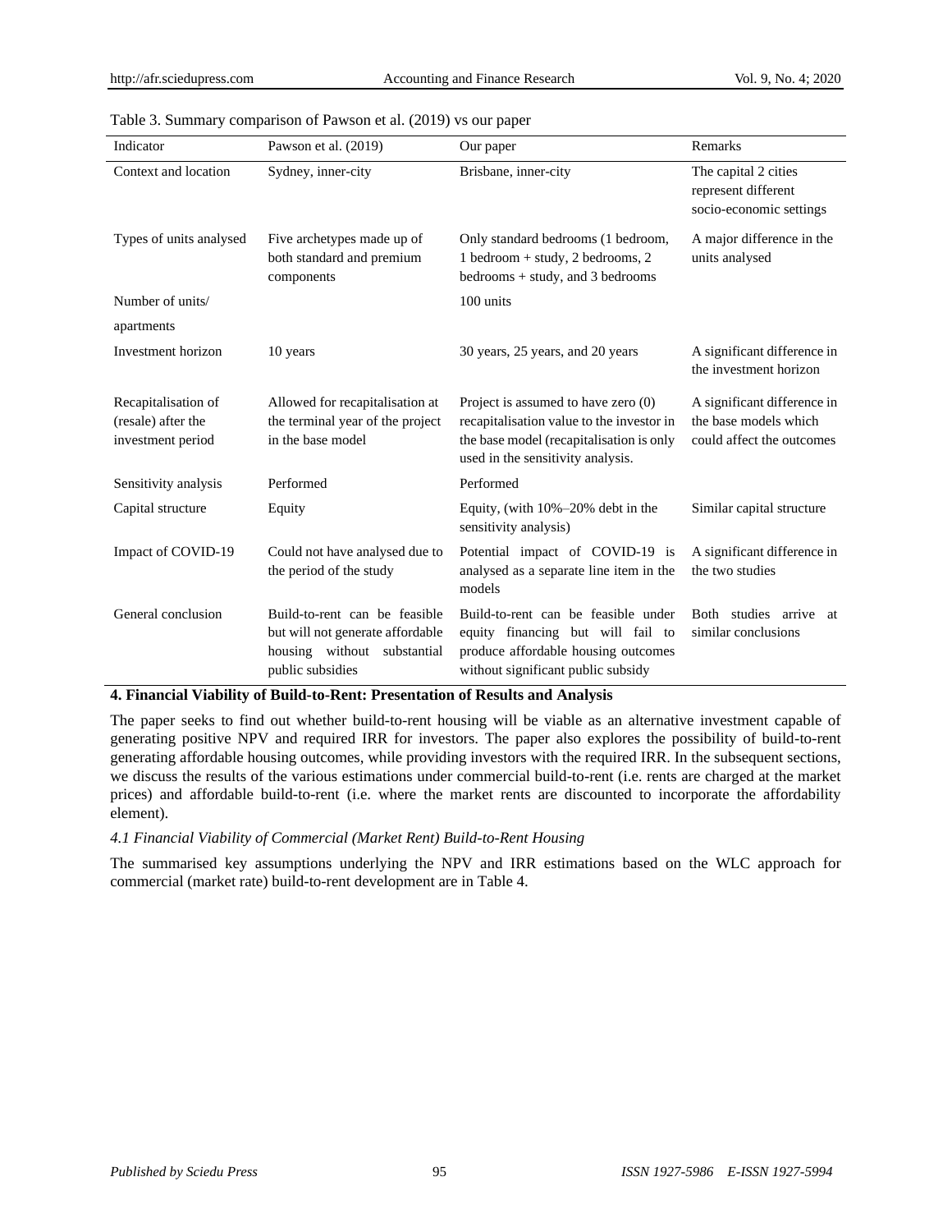Table 3. Summary comparison of Pawson et al. (2019) vs our paper

| Indicator | Pawson et al. (2019) | Our paper | Remarks |
|---|---|---|---|
| Context and location | Sydney, inner-city | Brisbane, inner-city | The capital 2 cities represent different socio-economic settings |
| Types of units analysed | Five archetypes made up of both standard and premium components | Only standard bedrooms (1 bedroom, 1 bedroom + study, 2 bedrooms, 2 bedrooms + study, and 3 bedrooms | A major difference in the units analysed |
| Number of units/ apartments | | 100 units | |
| Investment horizon | 10 years | 30 years, 25 years, and 20 years | A significant difference in the investment horizon |
| Recapitalisation of (resale) after the investment period | Allowed for recapitalisation at the terminal year of the project in the base model | Project is assumed to have zero (0) recapitalisation value to the investor in the base model (recapitalisation is only used in the sensitivity analysis. | A significant difference in the base models which could affect the outcomes |
| Sensitivity analysis | Performed | Performed | |
| Capital structure | Equity | Equity, (with 10%–20% debt in the sensitivity analysis) | Similar capital structure |
| Impact of COVID-19 | Could not have analysed due to the period of the study | Potential impact of COVID-19 is analysed as a separate line item in the models | A significant difference in the two studies |
| General conclusion | Build-to-rent can be feasible but will not generate affordable housing without substantial public subsidies | Build-to-rent can be feasible under equity financing but will fail to produce affordable housing outcomes without significant public subsidy | Both studies arrive at similar conclusions |

## 4. Financial Viability of Build-to-Rent: Presentation of Results and Analysis

The paper seeks to find out whether build-to-rent housing will be viable as an alternative investment capable of generating positive NPV and required IRR for investors. The paper also explores the possibility of build-to-rent generating affordable housing outcomes, while providing investors with the required IRR. In the subsequent sections, we discuss the results of the various estimations under commercial build-to-rent (i.e. rents are charged at the market prices) and affordable build-to-rent (i.e. where the market rents are discounted to incorporate the affordability element).

### *4.1 Financial Viability of Commercial (Market Rent) Build-to-Rent Housing*

The summarised key assumptions underlying the NPV and IRR estimations based on the WLC approach for commercial (market rate) build-to-rent development are in Table 4.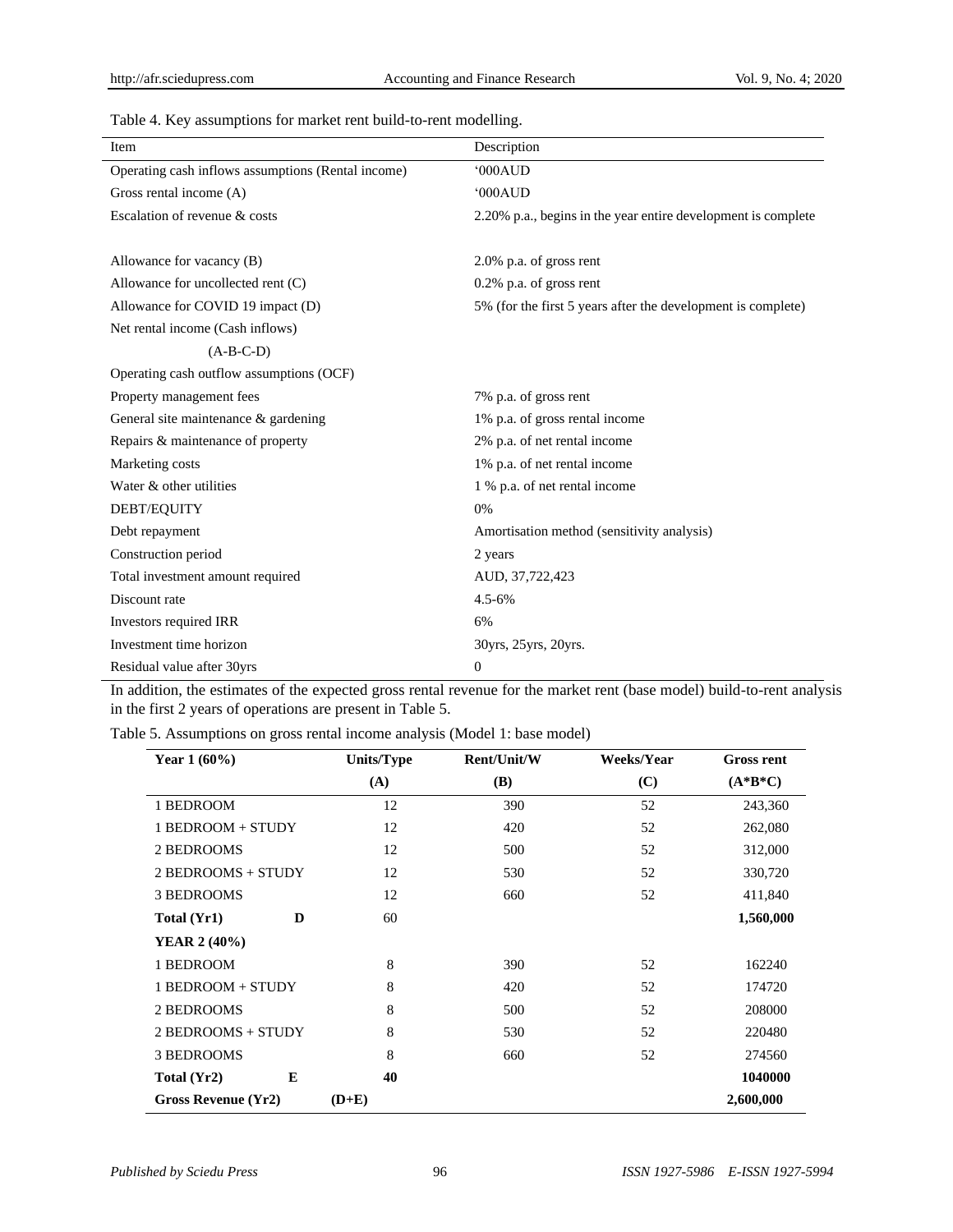Table 4. Key assumptions for market rent build-to-rent modelling.

| Item | Description |
|---|---|
| Operating cash inflows assumptions (Rental income) | '000AUD |
| Gross rental income (A) | '000AUD |
| Escalation of revenue & costs | 2.20% p.a., begins in the year entire development is complete |
| Allowance for vacancy (B) | 2.0% p.a. of gross rent |
| Allowance for uncollected rent (C) | 0.2% p.a. of gross rent |
| Allowance for COVID 19 impact (D) | 5% (for the first 5 years after the development is complete) |
| Net rental income (Cash inflows) (A-B-C-D) | |
| Operating cash outflow assumptions (OCF) | |
| Property management fees | 7% p.a. of gross rent |
| General site maintenance & gardening | 1% p.a. of gross rental income |
| Repairs & maintenance of property | 2% p.a. of net rental income |
| Marketing costs | 1% p.a. of net rental income |
| Water & other utilities | 1 % p.a. of net rental income |
| DEBT/EQUITY | 0% |
| Debt repayment | Amortisation method (sensitivity analysis) |
| Construction period | 2 years |
| Total investment amount required | AUD, 37,722,423 |
| Discount rate | 4.5-6% |
| Investors required IRR | 6% |
| Investment time horizon | 30yrs, 25yrs, 20yrs. |
| Residual value after 30yrs | 0 |

In addition, the estimates of the expected gross rental revenue for the market rent (base model) build-to-rent analysis in the first 2 years of operations are present in Table 5.

Table 5. Assumptions on gross rental income analysis (Model 1: base model)

| **Year 1 (60%)** | **Units/Type (A)** | **Rent/Unit/W (B)** | **Weeks/Year (C)** | **Gross rent (A\*B\*C)** |
|---|---|---|---|---|
| 1 BEDROOM | 12 | 390 | 52 | 243,360 |
| 1 BEDROOM + STUDY | 12 | 420 | 52 | 262,080 |
| 2 BEDROOMS | 12 | 500 | 52 | 312,000 |
| 2 BEDROOMS + STUDY | 12 | 530 | 52 | 330,720 |
| 3 BEDROOMS | 12 | 660 | 52 | 411,840 |
| **Total (Yr1) D** | 60 | | | **1,560,000** |
| **YEAR 2 (40%)** | | | | |
| 1 BEDROOM | 8 | 390 | 52 | 162240 |
| 1 BEDROOM + STUDY | 8 | 420 | 52 | 174720 |
| 2 BEDROOMS | 8 | 500 | 52 | 208000 |
| 2 BEDROOMS + STUDY | 8 | 530 | 52 | 220480 |
| 3 BEDROOMS | 8 | 660 | 52 | 274560 |
| **Total (Yr2) E** | **40** | | | **1040000** |
| **Gross Revenue (Yr2)** | **(D+E)** | | | **2,600,000** |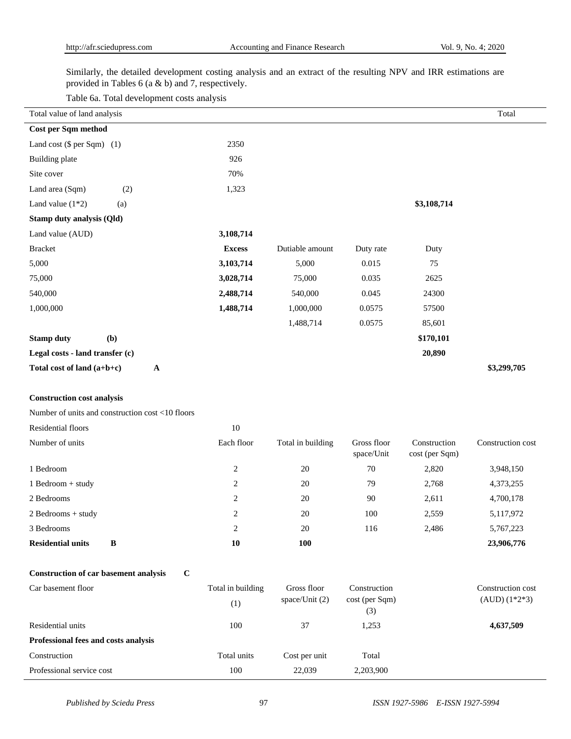Similarly, the detailed development costing analysis and an extract of the resulting NPV and IRR estimations are provided in Tables 6 (a & b) and 7, respectively.

Table 6a. Total development costs analysis

| Total value of land analysis | | | | | Total |
|---|---|---|---|---|---|
| **Cost per Sqm method** | | | | | |
| Land cost ($ per Sqm) (1) | 2350 | | | | |
| Building plate | 926 | | | | |
| Site cover | 70% | | | | |
| Land area (Sqm) (2) | 1,323 | | | | |
| Land value (1*2) (a) | | | | **$3,108,714** | |
| **Stamp duty analysis (Qld)** | | | | | |
| Land value (AUD) | **3,108,714** | | | | |
| Bracket | **Excess** | Dutiable amount | Duty rate | Duty | |
| 5,000 | **3,103,714** | 5,000 | 0.015 | 75 | |
| 75,000 | **3,028,714** | 75,000 | 0.035 | 2625 | |
| 540,000 | **2,488,714** | 540,000 | 0.045 | 24300 | |
| 1,000,000 | **1,488,714** | 1,000,000 | 0.0575 | 57500 | |
| | | 1,488,714 | 0.0575 | 85,601 | |
| **Stamp duty (b)** | | | | **$170,101** | |
| **Legal costs - land transfer (c)** | | | | **20,890** | |
| **Total cost of land (a+b+c) A** | | | | | **$3,299,705** |
| | | | | | |
| **Construction cost analysis** | | | | | |
| Number of units and construction cost <10 floors | | | | | |
| Residential floors | 10 | | | | |
| Number of units | Each floor | Total in building | Gross floor space/Unit | Construction cost (per Sqm) | Construction cost |
| 1 Bedroom | 2 | 20 | 70 | 2,820 | 3,948,150 |
| 1 Bedroom + study | 2 | 20 | 79 | 2,768 | 4,373,255 |
| 2 Bedrooms | 2 | 20 | 90 | 2,611 | 4,700,178 |
| 2 Bedrooms + study | 2 | 20 | 100 | 2,559 | 5,117,972 |
| 3 Bedrooms | 2 | 20 | 116 | 2,486 | 5,767,223 |
| **Residential units B** | **10** | **100** | | | **23,906,776** |
| | | | | | |
| **Construction of car basement analysis C** | | | | | |
| Car basement floor | Total in building (1) | Gross floor space/Unit (2) | Construction cost (per Sqm) (3) | | Construction cost (AUD) (1*2*3) |
| Residential units | 100 | 37 | 1,253 | | **4,637,509** |
| **Professional fees and costs analysis** | | | | | |
| Construction | Total units | Cost per unit | Total | | |
| Professional service cost | 100 | 22,039 | 2,203,900 | | |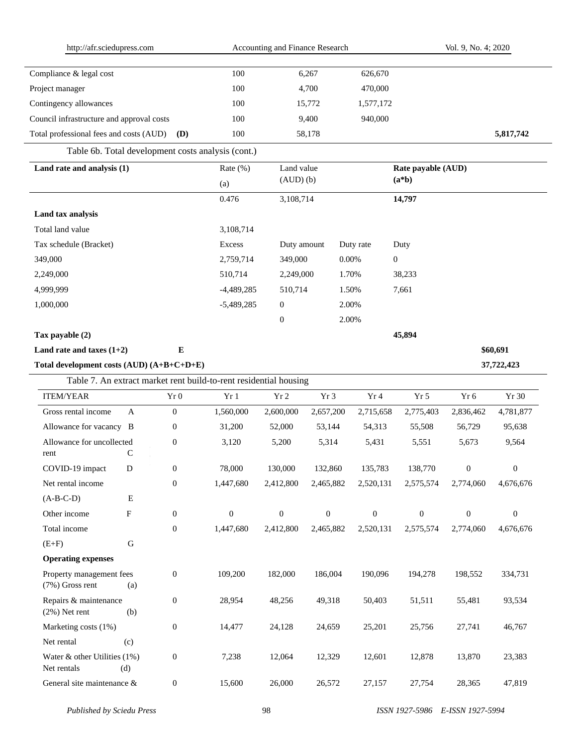| | | | | |
|---|---|---|---|---|
| Compliance & legal cost | 100 | 6,267 | 626,670 | |
| Project manager | 100 | 4,700 | 470,000 | |
| Contingency allowances | 100 | 15,772 | 1,577,172 | |
| Council infrastructure and approval costs | 100 | 9,400 | 940,000 | |
| Total professional fees and costs (AUD) **(D)** | 100 | 58,178 | | **5,817,742** |

Table 6b. Total development costs analysis (cont.)

| **Land rate and analysis (1)** | Rate (%) (a) | Land value (AUD) (b) | | **Rate payable (AUD) (a*b)** | |
|---|---|---|---|---|---|
| | 0.476 | 3,108,714 | | **14,797** | |
| **Land tax analysis** | | | | | |
| Total land value | 3,108,714 | | | | |
| Tax schedule (Bracket) | Excess | Duty amount | Duty rate | Duty | |
| 349,000 | 2,759,714 | 349,000 | 0.00% | 0 | |
| 2,249,000 | 510,714 | 2,249,000 | 1.70% | 38,233 | |
| 4,999,999 | -4,489,285 | 510,714 | 1.50% | 7,661 | |
| 1,000,000 | -5,489,285 | 0 | 2.00% | | |
| | | 0 | 2.00% | | |
| **Tax payable (2)** | | | | **45,894** | |
| **Land rate and taxes (1+2)** **E** | | | | | **$60,691** |
| **Total development costs (AUD) (A+B+C+D+E)** | | | | | **37,722,423** |

Table 7. An extract market rent build-to-rent residential housing

| ITEM/YEAR | | Yr 0 | Yr 1 | Yr 2 | Yr 3 | Yr 4 | Yr 5 | Yr 6 | Yr 30 |
|---|---|---|---|---|---|---|---|---|---|
| Gross rental income | A | 0 | 1,560,000 | 2,600,000 | 2,657,200 | 2,715,658 | 2,775,403 | 2,836,462 | 4,781,877 |
| Allowance for vacancy | B | 0 | 31,200 | 52,000 | 53,144 | 54,313 | 55,508 | 56,729 | 95,638 |
| Allowance for uncollected rent | C | 0 | 3,120 | 5,200 | 5,314 | 5,431 | 5,551 | 5,673 | 9,564 |
| COVID-19 impact | D | 0 | 78,000 | 130,000 | 132,860 | 135,783 | 138,770 | 0 | 0 |
| Net rental income (A-B-C-D) | E | 0 | 1,447,680 | 2,412,800 | 2,465,882 | 2,520,131 | 2,575,574 | 2,774,060 | 4,676,676 |
| Other income | F | 0 | 0 | 0 | 0 | 0 | 0 | 0 | 0 |
| Total income (E+F) | G | 0 | 1,447,680 | 2,412,800 | 2,465,882 | 2,520,131 | 2,575,574 | 2,774,060 | 4,676,676 |
| **Operating expenses** | | | | | | | | | |
| Property management fees (7%) Gross rent | (a) | 0 | 109,200 | 182,000 | 186,004 | 190,096 | 194,278 | 198,552 | 334,731 |
| Repairs & maintenance (2%) Net rent | (b) | 0 | 28,954 | 48,256 | 49,318 | 50,403 | 51,511 | 55,481 | 93,534 |
| Marketing costs (1%) Net rental | (c) | 0 | 14,477 | 24,128 | 24,659 | 25,201 | 25,756 | 27,741 | 46,767 |
| Water & other Utilities (1%) Net rentals | (d) | 0 | 7,238 | 12,064 | 12,329 | 12,601 | 12,878 | 13,870 | 23,383 |
| General site maintenance & | | 0 | 15,600 | 26,000 | 26,572 | 27,157 | 27,754 | 28,365 | 47,819 |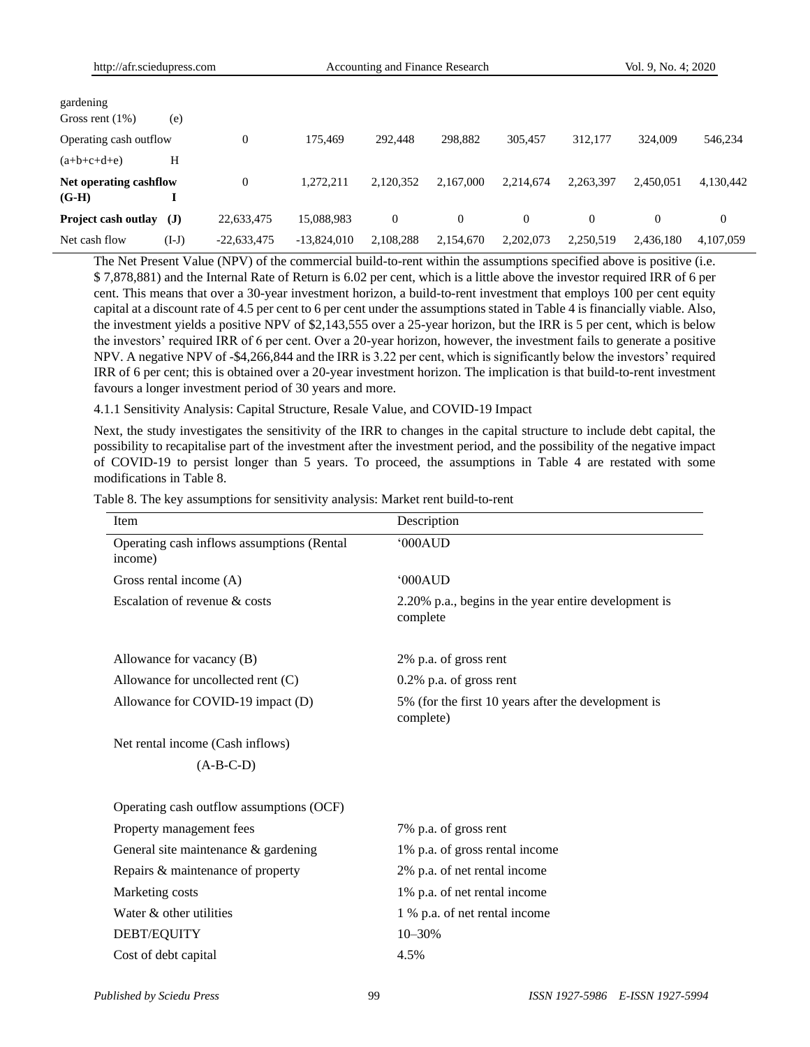| | | | | | | | | | |
|---|---|---|---|---|---|---|---|---|---|
| gardening Gross rent (1%) | (e) | | | | | | | | |
| Operating cash outflow (a+b+c+d+e) | H | 0 | 175,469 | 292,448 | 298,882 | 305,457 | 312,177 | 324,009 | 546,234 |
| **Net operating cashflow (G-H)** | **I** | 0 | 1,272,211 | 2,120,352 | 2,167,000 | 2,214,674 | 2,263,397 | 2,450,051 | 4,130,442 |
| **Project cash outlay** | **(J)** | 22,633,475 | 15,088,983 | 0 | 0 | 0 | 0 | 0 | 0 |
| Net cash flow | (I-J) | -22,633,475 | -13,824,010 | 2,108,288 | 2,154,670 | 2,202,073 | 2,250,519 | 2,436,180 | 4,107,059 |

The Net Present Value (NPV) of the commercial build-to-rent within the assumptions specified above is positive (i.e. $ 7,878,881) and the Internal Rate of Return is 6.02 per cent, which is a little above the investor required IRR of 6 per cent. This means that over a 30-year investment horizon, a build-to-rent investment that employs 100 per cent equity capital at a discount rate of 4.5 per cent to 6 per cent under the assumptions stated in Table 4 is financially viable. Also, the investment yields a positive NPV of $2,143,555 over a 25-year horizon, but the IRR is 5 per cent, which is below the investors' required IRR of 6 per cent. Over a 20-year horizon, however, the investment fails to generate a positive NPV. A negative NPV of -$4,266,844 and the IRR is 3.22 per cent, which is significantly below the investors' required IRR of 6 per cent; this is obtained over a 20-year investment horizon. The implication is that build-to-rent investment favours a longer investment period of 30 years and more.

#### 4.1.1 Sensitivity Analysis: Capital Structure, Resale Value, and COVID-19 Impact

Next, the study investigates the sensitivity of the IRR to changes in the capital structure to include debt capital, the possibility to recapitalise part of the investment after the investment period, and the possibility of the negative impact of COVID-19 to persist longer than 5 years. To proceed, the assumptions in Table 4 are restated with some modifications in Table 8.

Table 8. The key assumptions for sensitivity analysis: Market rent build-to-rent

| Item | Description |
|---|---|
| Operating cash inflows assumptions (Rental income) | '000AUD |
| Gross rental income (A) | '000AUD |
| Escalation of revenue & costs | 2.20% p.a., begins in the year entire development is complete |
| Allowance for vacancy (B) | 2% p.a. of gross rent |
| Allowance for uncollected rent (C) | 0.2% p.a. of gross rent |
| Allowance for COVID-19 impact (D) | 5% (for the first 10 years after the development is complete) |
| Net rental income (Cash inflows) (A-B-C-D) | |
| Operating cash outflow assumptions (OCF) | |
| Property management fees | 7% p.a. of gross rent |
| General site maintenance & gardening | 1% p.a. of gross rental income |
| Repairs & maintenance of property | 2% p.a. of net rental income |
| Marketing costs | 1% p.a. of net rental income |
| Water & other utilities | 1 % p.a. of net rental income |
| DEBT/EQUITY | 10–30% |
| Cost of debt capital | 4.5% |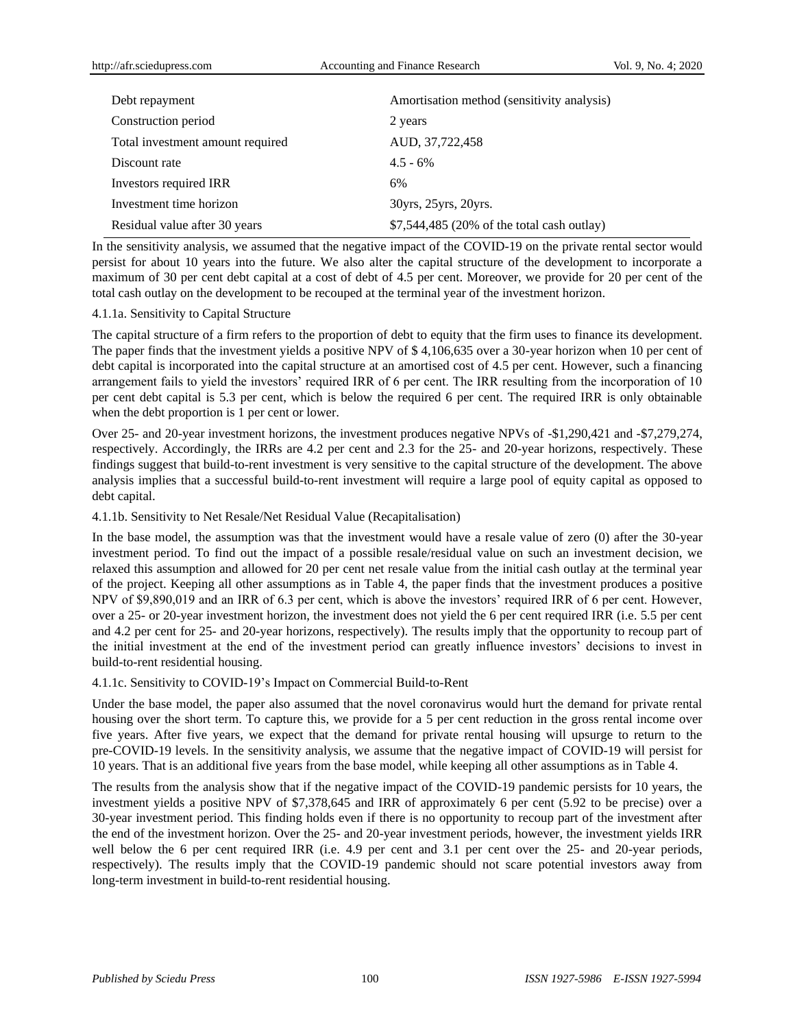| | |
|---|---|
| Debt repayment | Amortisation method (sensitivity analysis) |
| Construction period | 2 years |
| Total investment amount required | AUD, 37,722,458 |
| Discount rate | 4.5 - 6% |
| Investors required IRR | 6% |
| Investment time horizon | 30yrs, 25yrs, 20yrs. |
| Residual value after 30 years | $7,544,485 (20% of the total cash outlay) |

In the sensitivity analysis, we assumed that the negative impact of the COVID-19 on the private rental sector would persist for about 10 years into the future. We also alter the capital structure of the development to incorporate a maximum of 30 per cent debt capital at a cost of debt of 4.5 per cent. Moreover, we provide for 20 per cent of the total cash outlay on the development to be recouped at the terminal year of the investment horizon.

4.1.1a. Sensitivity to Capital Structure

The capital structure of a firm refers to the proportion of debt to equity that the firm uses to finance its development. The paper finds that the investment yields a positive NPV of $ 4,106,635 over a 30-year horizon when 10 per cent of debt capital is incorporated into the capital structure at an amortised cost of 4.5 per cent. However, such a financing arrangement fails to yield the investors' required IRR of 6 per cent. The IRR resulting from the incorporation of 10 per cent debt capital is 5.3 per cent, which is below the required 6 per cent. The required IRR is only obtainable when the debt proportion is 1 per cent or lower.

Over 25- and 20-year investment horizons, the investment produces negative NPVs of -$1,290,421 and -$7,279,274, respectively. Accordingly, the IRRs are 4.2 per cent and 2.3 for the 25- and 20-year horizons, respectively. These findings suggest that build-to-rent investment is very sensitive to the capital structure of the development. The above analysis implies that a successful build-to-rent investment will require a large pool of equity capital as opposed to debt capital.

4.1.1b. Sensitivity to Net Resale/Net Residual Value (Recapitalisation)

In the base model, the assumption was that the investment would have a resale value of zero (0) after the 30-year investment period. To find out the impact of a possible resale/residual value on such an investment decision, we relaxed this assumption and allowed for 20 per cent net resale value from the initial cash outlay at the terminal year of the project. Keeping all other assumptions as in Table 4, the paper finds that the investment produces a positive NPV of $9,890,019 and an IRR of 6.3 per cent, which is above the investors' required IRR of 6 per cent. However, over a 25- or 20-year investment horizon, the investment does not yield the 6 per cent required IRR (i.e. 5.5 per cent and 4.2 per cent for 25- and 20-year horizons, respectively). The results imply that the opportunity to recoup part of the initial investment at the end of the investment period can greatly influence investors' decisions to invest in build-to-rent residential housing.

4.1.1c. Sensitivity to COVID-19's Impact on Commercial Build-to-Rent

Under the base model, the paper also assumed that the novel coronavirus would hurt the demand for private rental housing over the short term. To capture this, we provide for a 5 per cent reduction in the gross rental income over five years. After five years, we expect that the demand for private rental housing will upsurge to return to the pre-COVID-19 levels. In the sensitivity analysis, we assume that the negative impact of COVID-19 will persist for 10 years. That is an additional five years from the base model, while keeping all other assumptions as in Table 4.

The results from the analysis show that if the negative impact of the COVID-19 pandemic persists for 10 years, the investment yields a positive NPV of $7,378,645 and IRR of approximately 6 per cent (5.92 to be precise) over a 30-year investment period. This finding holds even if there is no opportunity to recoup part of the investment after the end of the investment horizon. Over the 25- and 20-year investment periods, however, the investment yields IRR well below the 6 per cent required IRR (i.e. 4.9 per cent and 3.1 per cent over the 25- and 20-year periods, respectively). The results imply that the COVID-19 pandemic should not scare potential investors away from long-term investment in build-to-rent residential housing.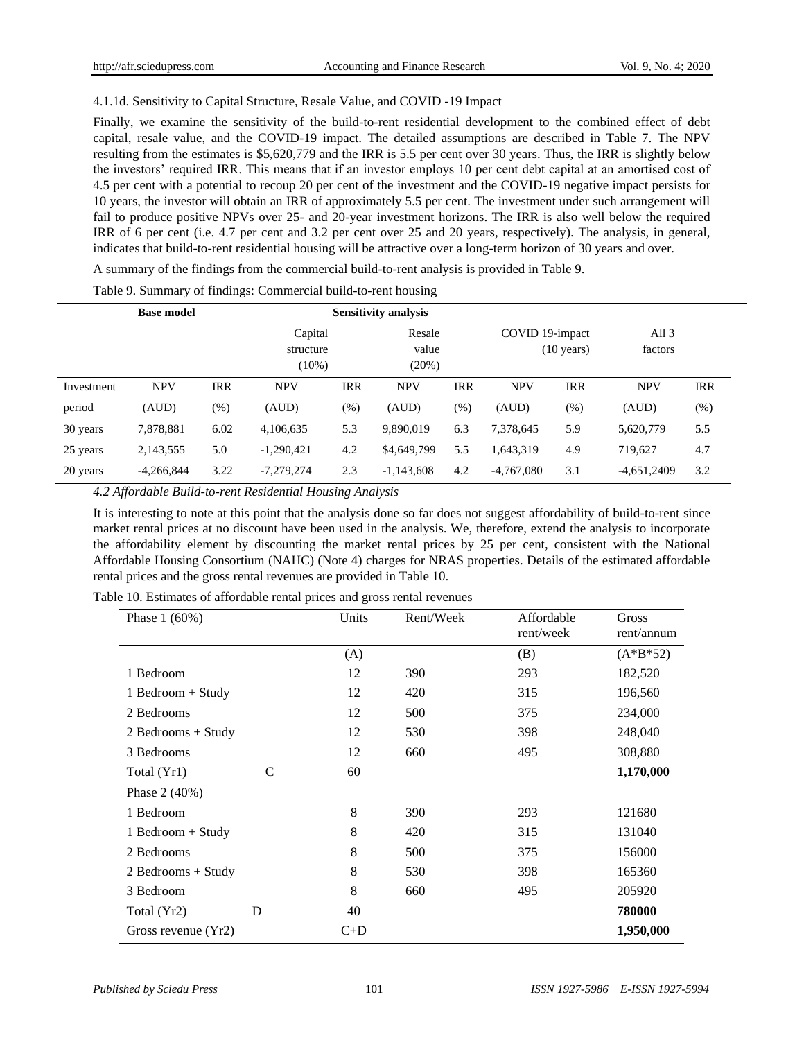4.1.1d. Sensitivity to Capital Structure, Resale Value, and COVID -19 Impact

Finally, we examine the sensitivity of the build-to-rent residential development to the combined effect of debt capital, resale value, and the COVID-19 impact. The detailed assumptions are described in Table 7. The NPV resulting from the estimates is $5,620,779 and the IRR is 5.5 per cent over 30 years. Thus, the IRR is slightly below the investors' required IRR. This means that if an investor employs 10 per cent debt capital at an amortised cost of 4.5 per cent with a potential to recoup 20 per cent of the investment and the COVID-19 negative impact persists for 10 years, the investor will obtain an IRR of approximately 5.5 per cent. The investment under such arrangement will fail to produce positive NPVs over 25- and 20-year investment horizons. The IRR is also well below the required IRR of 6 per cent (i.e. 4.7 per cent and 3.2 per cent over 25 and 20 years, respectively). The analysis, in general, indicates that build-to-rent residential housing will be attractive over a long-term horizon of 30 years and over.

A summary of the findings from the commercial build-to-rent analysis is provided in Table 9.

Table 9. Summary of findings: Commercial build-to-rent housing

| | **Base model** | | **Sensitivity analysis** | | | | | | | |
|---|---|---|---|---|---|---|---|---|---|---|
| | | | Capital structure (10%) | | Resale value (20%) | | COVID 19-impact (10 years) | | All 3 factors | |
| Investment period | NPV (AUD) | IRR (%) | NPV (AUD) | IRR (%) | NPV (AUD) | IRR (%) | NPV (AUD) | IRR (%) | NPV (AUD) | IRR (%) |
| 30 years | 7,878,881 | 6.02 | 4,106,635 | 5.3 | 9,890,019 | 6.3 | 7,378,645 | 5.9 | 5,620,779 | 5.5 |
| 25 years | 2,143,555 | 5.0 | -1,290,421 | 4.2 | $4,649,799 | 5.5 | 1,643,319 | 4.9 | 719,627 | 4.7 |
| 20 years | -4,266,844 | 3.22 | -7,279,274 | 2.3 | -1,143,608 | 4.2 | -4,767,080 | 3.1 | -4,651,2409 | 3.2 |

*4.2 Affordable Build-to-rent Residential Housing Analysis*

It is interesting to note at this point that the analysis done so far does not suggest affordability of build-to-rent since market rental prices at no discount have been used in the analysis. We, therefore, extend the analysis to incorporate the affordability element by discounting the market rental prices by 25 per cent, consistent with the National Affordable Housing Consortium (NAHC) (Note 4) charges for NRAS properties. Details of the estimated affordable rental prices and the gross rental revenues are provided in Table 10.

Table 10. Estimates of affordable rental prices and gross rental revenues

| Phase 1 (60%) | | Units | Rent/Week | Affordable rent/week | Gross rent/annum |
|---|---|---|---|---|---|
| | | (A) | | (B) | (A\*B\*52) |
| 1 Bedroom | | 12 | 390 | 293 | 182,520 |
| 1 Bedroom + Study | | 12 | 420 | 315 | 196,560 |
| 2 Bedrooms | | 12 | 500 | 375 | 234,000 |
| 2 Bedrooms + Study | | 12 | 530 | 398 | 248,040 |
| 3 Bedrooms | | 12 | 660 | 495 | 308,880 |
| Total (Yr1) | C | 60 | | | **1,170,000** |
| Phase 2 (40%) | | | | | |
| 1 Bedroom | | 8 | 390 | 293 | 121680 |
| 1 Bedroom + Study | | 8 | 420 | 315 | 131040 |
| 2 Bedrooms | | 8 | 500 | 375 | 156000 |
| 2 Bedrooms + Study | | 8 | 530 | 398 | 165360 |
| 3 Bedroom | | 8 | 660 | 495 | 205920 |
| Total (Yr2) | D | 40 | | | **780000** |
| Gross revenue (Yr2) | | C+D | | | **1,950,000** |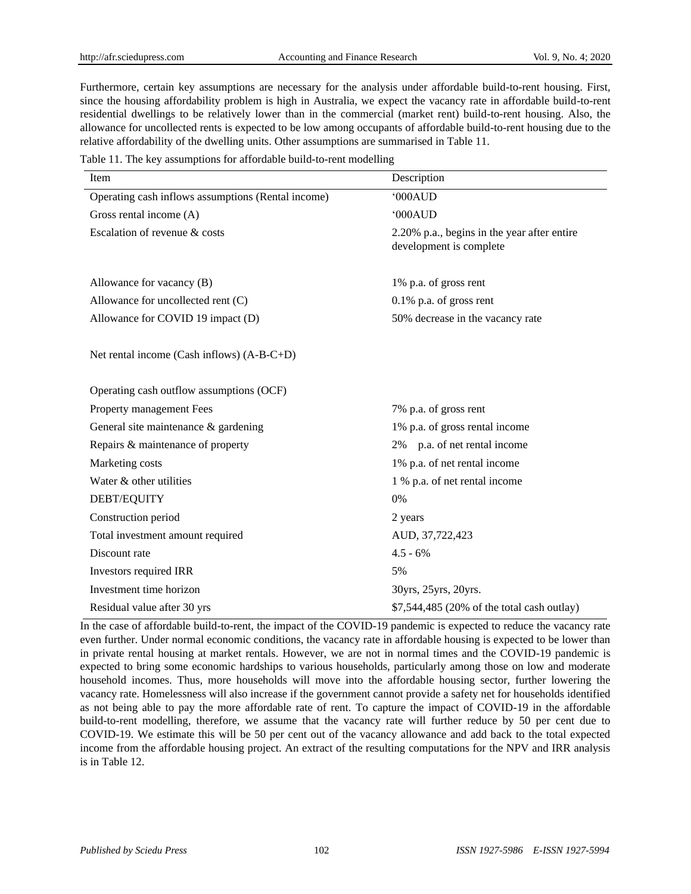Furthermore, certain key assumptions are necessary for the analysis under affordable build-to-rent housing. First, since the housing affordability problem is high in Australia, we expect the vacancy rate in affordable build-to-rent residential dwellings to be relatively lower than in the commercial (market rent) build-to-rent housing. Also, the allowance for uncollected rents is expected to be low among occupants of affordable build-to-rent housing due to the relative affordability of the dwelling units. Other assumptions are summarised in Table 11.

Table 11. The key assumptions for affordable build-to-rent modelling

| Item | Description |
|---|---|
| Operating cash inflows assumptions (Rental income) | '000AUD |
| Gross rental income (A) | '000AUD |
| Escalation of revenue & costs | 2.20% p.a., begins in the year after entire development is complete |
| Allowance for vacancy (B) | 1% p.a. of gross rent |
| Allowance for uncollected rent (C) | 0.1% p.a. of gross rent |
| Allowance for COVID 19 impact (D) | 50% decrease in the vacancy rate |
| Net rental income (Cash inflows) (A-B-C+D) | |
| Operating cash outflow assumptions (OCF) | |
| Property management Fees | 7% p.a. of gross rent |
| General site maintenance & gardening | 1% p.a. of gross rental income |
| Repairs & maintenance of property | 2% p.a. of net rental income |
| Marketing costs | 1% p.a. of net rental income |
| Water & other utilities | 1 % p.a. of net rental income |
| DEBT/EQUITY | 0% |
| Construction period | 2 years |
| Total investment amount required | AUD, 37,722,423 |
| Discount rate | 4.5 - 6% |
| Investors required IRR | 5% |
| Investment time horizon | 30yrs, 25yrs, 20yrs. |
| Residual value after 30 yrs | $7,544,485 (20% of the total cash outlay) |

In the case of affordable build-to-rent, the impact of the COVID-19 pandemic is expected to reduce the vacancy rate even further. Under normal economic conditions, the vacancy rate in affordable housing is expected to be lower than in private rental housing at market rentals. However, we are not in normal times and the COVID-19 pandemic is expected to bring some economic hardships to various households, particularly among those on low and moderate household incomes. Thus, more households will move into the affordable housing sector, further lowering the vacancy rate. Homelessness will also increase if the government cannot provide a safety net for households identified as not being able to pay the more affordable rate of rent. To capture the impact of COVID-19 in the affordable build-to-rent modelling, therefore, we assume that the vacancy rate will further reduce by 50 per cent due to COVID-19. We estimate this will be 50 per cent out of the vacancy allowance and add back to the total expected income from the affordable housing project. An extract of the resulting computations for the NPV and IRR analysis is in Table 12.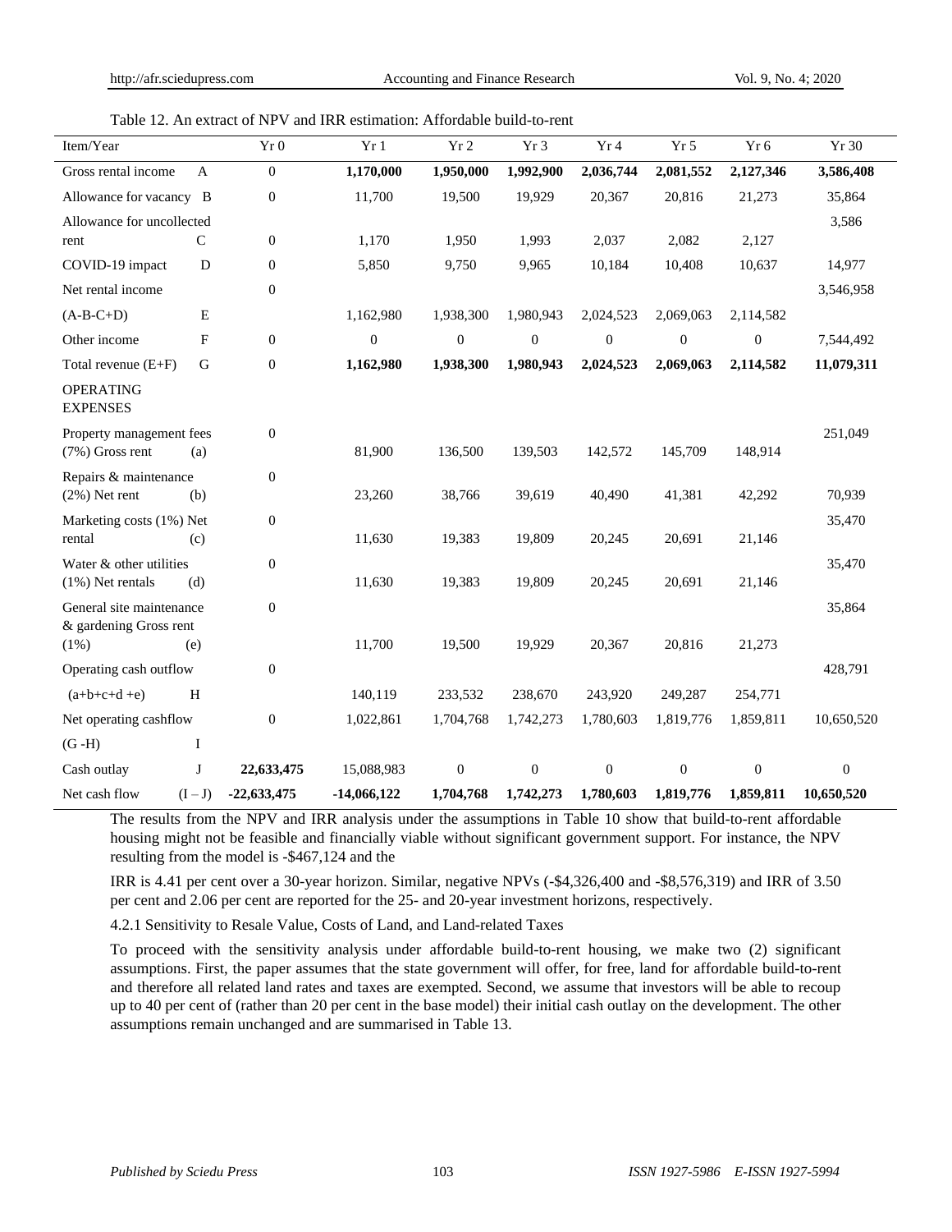Table 12. An extract of NPV and IRR estimation: Affordable build-to-rent

| Item/Year | | Yr 0 | Yr 1 | Yr 2 | Yr 3 | Yr 4 | Yr 5 | Yr 6 | Yr 30 |
|---|---|---|---|---|---|---|---|---|---|
| Gross rental income | A | 0 | **1,170,000** | **1,950,000** | **1,992,900** | **2,036,744** | **2,081,552** | **2,127,346** | **3,586,408** |
| Allowance for vacancy | B | 0 | 11,700 | 19,500 | 19,929 | 20,367 | 20,816 | 21,273 | 35,864 |
| Allowance for uncollected rent | C | 0 | 1,170 | 1,950 | 1,993 | 2,037 | 2,082 | 2,127 | 3,586 |
| COVID-19 impact | D | 0 | 5,850 | 9,750 | 9,965 | 10,184 | 10,408 | 10,637 | 14,977 |
| Net rental income (A-B-C+D) | E | 0 | 1,162,980 | 1,938,300 | 1,980,943 | 2,024,523 | 2,069,063 | 2,114,582 | 3,546,958 |
| Other income | F | 0 | 0 | 0 | 0 | 0 | 0 | 0 | 7,544,492 |
| Total revenue (E+F) | G | 0 | **1,162,980** | **1,938,300** | **1,980,943** | **2,024,523** | **2,069,063** | **2,114,582** | **11,079,311** |
| OPERATING EXPENSES | | | | | | | | | |
| Property management fees (7%) Gross rent | (a) | 0 | 81,900 | 136,500 | 139,503 | 142,572 | 145,709 | 148,914 | 251,049 |
| Repairs & maintenance (2%) Net rent | (b) | 0 | 23,260 | 38,766 | 39,619 | 40,490 | 41,381 | 42,292 | 70,939 |
| Marketing costs (1%) Net rental | (c) | 0 | 11,630 | 19,383 | 19,809 | 20,245 | 20,691 | 21,146 | 35,470 |
| Water & other utilities (1%) Net rentals | (d) | 0 | 11,630 | 19,383 | 19,809 | 20,245 | 20,691 | 21,146 | 35,470 |
| General site maintenance & gardening Gross rent (1%) | (e) | 0 | 11,700 | 19,500 | 19,929 | 20,367 | 20,816 | 21,273 | 35,864 |
| Operating cash outflow (a+b+c+d +e) | H | 0 | 140,119 | 233,532 | 238,670 | 243,920 | 249,287 | 254,771 | 428,791 |
| Net operating cashflow (G -H) | I | 0 | 1,022,861 | 1,704,768 | 1,742,273 | 1,780,603 | 1,819,776 | 1,859,811 | 10,650,520 |
| Cash outlay | J | **22,633,475** | 15,088,983 | 0 | 0 | 0 | 0 | 0 | 0 |
| Net cash flow | (I – J) | **-22,633,475** | **-14,066,122** | **1,704,768** | **1,742,273** | **1,780,603** | **1,819,776** | **1,859,811** | **10,650,520** |

The results from the NPV and IRR analysis under the assumptions in Table 10 show that build-to-rent affordable housing might not be feasible and financially viable without significant government support. For instance, the NPV resulting from the model is -$467,124 and the

IRR is 4.41 per cent over a 30-year horizon. Similar, negative NPVs (-$4,326,400 and -$8,576,319) and IRR of 3.50 per cent and 2.06 per cent are reported for the 25- and 20-year investment horizons, respectively.

#### 4.2.1 Sensitivity to Resale Value, Costs of Land, and Land-related Taxes

To proceed with the sensitivity analysis under affordable build-to-rent housing, we make two (2) significant assumptions. First, the paper assumes that the state government will offer, for free, land for affordable build-to-rent and therefore all related land rates and taxes are exempted. Second, we assume that investors will be able to recoup up to 40 per cent of (rather than 20 per cent in the base model) their initial cash outlay on the development. The other assumptions remain unchanged and are summarised in Table 13.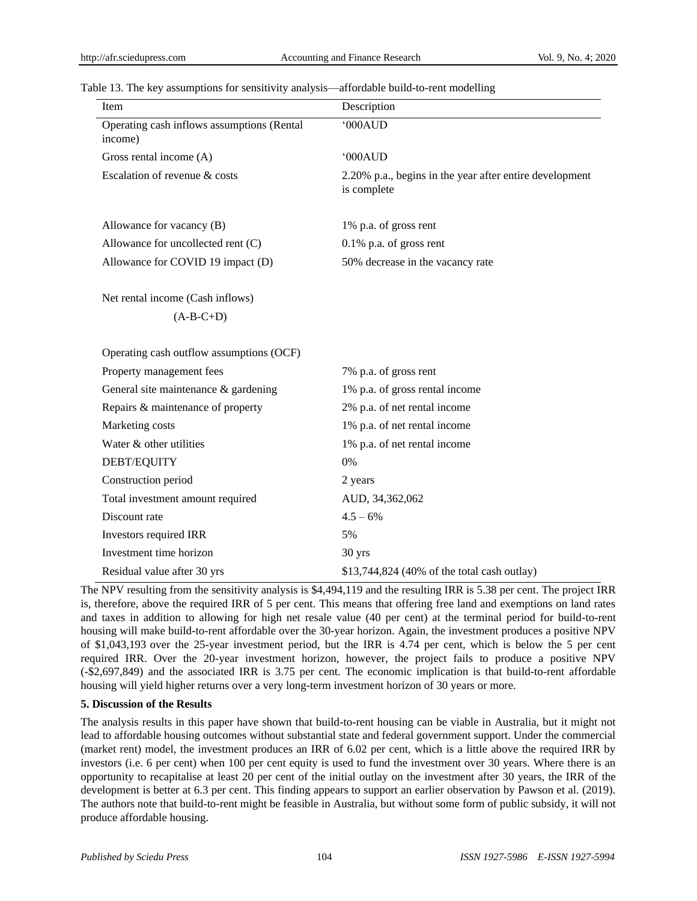Table 13. The key assumptions for sensitivity analysis—affordable build-to-rent modelling

| Item | Description |
| --- | --- |
| Operating cash inflows assumptions (Rental income) | '000AUD |
| Gross rental income (A) | '000AUD |
| Escalation of revenue & costs | 2.20% p.a., begins in the year after entire development is complete |
| Allowance for vacancy (B) | 1% p.a. of gross rent |
| Allowance for uncollected rent (C) | 0.1% p.a. of gross rent |
| Allowance for COVID 19 impact (D) | 50% decrease in the vacancy rate |
| Net rental income (Cash inflows) (A-B-C+D) | |
| Operating cash outflow assumptions (OCF) | |
| Property management fees | 7% p.a. of gross rent |
| General site maintenance & gardening | 1% p.a. of gross rental income |
| Repairs & maintenance of property | 2% p.a. of net rental income |
| Marketing costs | 1% p.a. of net rental income |
| Water & other utilities | 1% p.a. of net rental income |
| DEBT/EQUITY | 0% |
| Construction period | 2 years |
| Total investment amount required | AUD, 34,362,062 |
| Discount rate | 4.5 – 6% |
| Investors required IRR | 5% |
| Investment time horizon | 30 yrs |
| Residual value after 30 yrs | $13,744,824 (40% of the total cash outlay) |

The NPV resulting from the sensitivity analysis is $4,494,119 and the resulting IRR is 5.38 per cent. The project IRR is, therefore, above the required IRR of 5 per cent. This means that offering free land and exemptions on land rates and taxes in addition to allowing for high net resale value (40 per cent) at the terminal period for build-to-rent housing will make build-to-rent affordable over the 30-year horizon. Again, the investment produces a positive NPV of $1,043,193 over the 25-year investment period, but the IRR is 4.74 per cent, which is below the 5 per cent required IRR. Over the 20-year investment horizon, however, the project fails to produce a positive NPV (-$2,697,849) and the associated IRR is 3.75 per cent. The economic implication is that build-to-rent affordable housing will yield higher returns over a very long-term investment horizon of 30 years or more.

## 5. Discussion of the Results

The analysis results in this paper have shown that build-to-rent housing can be viable in Australia, but it might not lead to affordable housing outcomes without substantial state and federal government support. Under the commercial (market rent) model, the investment produces an IRR of 6.02 per cent, which is a little above the required IRR by investors (i.e. 6 per cent) when 100 per cent equity is used to fund the investment over 30 years. Where there is an opportunity to recapitalise at least 20 per cent of the initial outlay on the investment after 30 years, the IRR of the development is better at 6.3 per cent. This finding appears to support an earlier observation by Pawson et al. (2019). The authors note that build-to-rent might be feasible in Australia, but without some form of public subsidy, it will not produce affordable housing.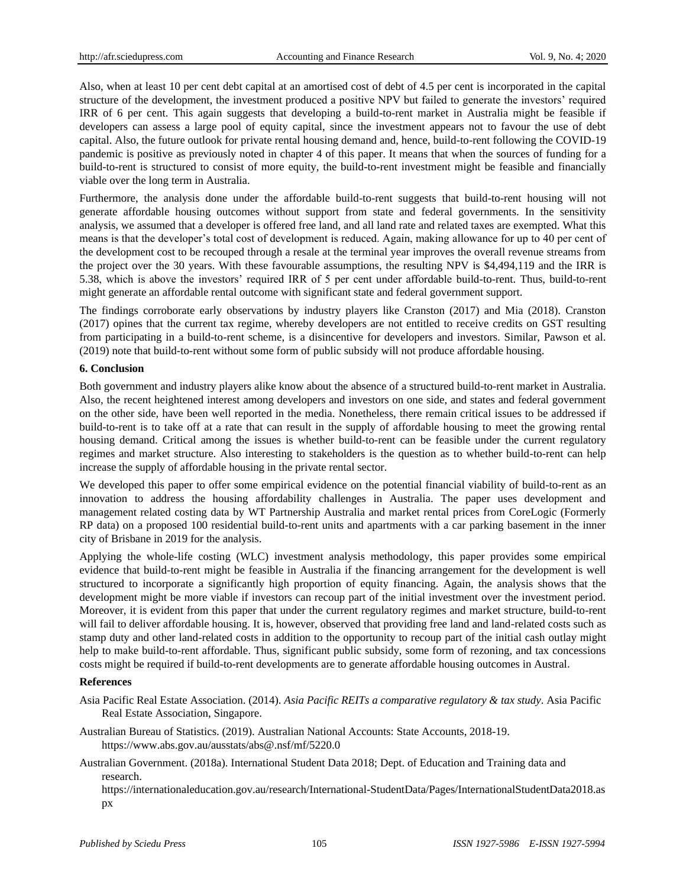Also, when at least 10 per cent debt capital at an amortised cost of debt of 4.5 per cent is incorporated in the capital structure of the development, the investment produced a positive NPV but failed to generate the investors' required IRR of 6 per cent. This again suggests that developing a build-to-rent market in Australia might be feasible if developers can assess a large pool of equity capital, since the investment appears not to favour the use of debt capital. Also, the future outlook for private rental housing demand and, hence, build-to-rent following the COVID-19 pandemic is positive as previously noted in chapter 4 of this paper. It means that when the sources of funding for a build-to-rent is structured to consist of more equity, the build-to-rent investment might be feasible and financially viable over the long term in Australia.

Furthermore, the analysis done under the affordable build-to-rent suggests that build-to-rent housing will not generate affordable housing outcomes without support from state and federal governments. In the sensitivity analysis, we assumed that a developer is offered free land, and all land rate and related taxes are exempted. What this means is that the developer's total cost of development is reduced. Again, making allowance for up to 40 per cent of the development cost to be recouped through a resale at the terminal year improves the overall revenue streams from the project over the 30 years. With these favourable assumptions, the resulting NPV is $4,494,119 and the IRR is 5.38, which is above the investors' required IRR of 5 per cent under affordable build-to-rent. Thus, build-to-rent might generate an affordable rental outcome with significant state and federal government support.

The findings corroborate early observations by industry players like Cranston (2017) and Mia (2018). Cranston (2017) opines that the current tax regime, whereby developers are not entitled to receive credits on GST resulting from participating in a build-to-rent scheme, is a disincentive for developers and investors. Similar, Pawson et al. (2019) note that build-to-rent without some form of public subsidy will not produce affordable housing.

## 6. Conclusion

Both government and industry players alike know about the absence of a structured build-to-rent market in Australia. Also, the recent heightened interest among developers and investors on one side, and states and federal government on the other side, have been well reported in the media. Nonetheless, there remain critical issues to be addressed if build-to-rent is to take off at a rate that can result in the supply of affordable housing to meet the growing rental housing demand. Critical among the issues is whether build-to-rent can be feasible under the current regulatory regimes and market structure. Also interesting to stakeholders is the question as to whether build-to-rent can help increase the supply of affordable housing in the private rental sector.

We developed this paper to offer some empirical evidence on the potential financial viability of build-to-rent as an innovation to address the housing affordability challenges in Australia. The paper uses development and management related costing data by WT Partnership Australia and market rental prices from CoreLogic (Formerly RP data) on a proposed 100 residential build-to-rent units and apartments with a car parking basement in the inner city of Brisbane in 2019 for the analysis.

Applying the whole-life costing (WLC) investment analysis methodology, this paper provides some empirical evidence that build-to-rent might be feasible in Australia if the financing arrangement for the development is well structured to incorporate a significantly high proportion of equity financing. Again, the analysis shows that the development might be more viable if investors can recoup part of the initial investment over the investment period. Moreover, it is evident from this paper that under the current regulatory regimes and market structure, build-to-rent will fail to deliver affordable housing. It is, however, observed that providing free land and land-related costs such as stamp duty and other land-related costs in addition to the opportunity to recoup part of the initial cash outlay might help to make build-to-rent affordable. Thus, significant public subsidy, some form of rezoning, and tax concessions costs might be required if build-to-rent developments are to generate affordable housing outcomes in Austral.

## References

Asia Pacific Real Estate Association. (2014). *Asia Pacific REITs a comparative regulatory & tax study*. Asia Pacific Real Estate Association, Singapore.

Australian Bureau of Statistics. (2019). Australian National Accounts: State Accounts, 2018-19. https://www.abs.gov.au/ausstats/abs@.nsf/mf/5220.0

Australian Government. (2018a). International Student Data 2018; Dept. of Education and Training data and research. https://internationaleducation.gov.au/research/International-StudentData/Pages/InternationalStudentData2018.aspx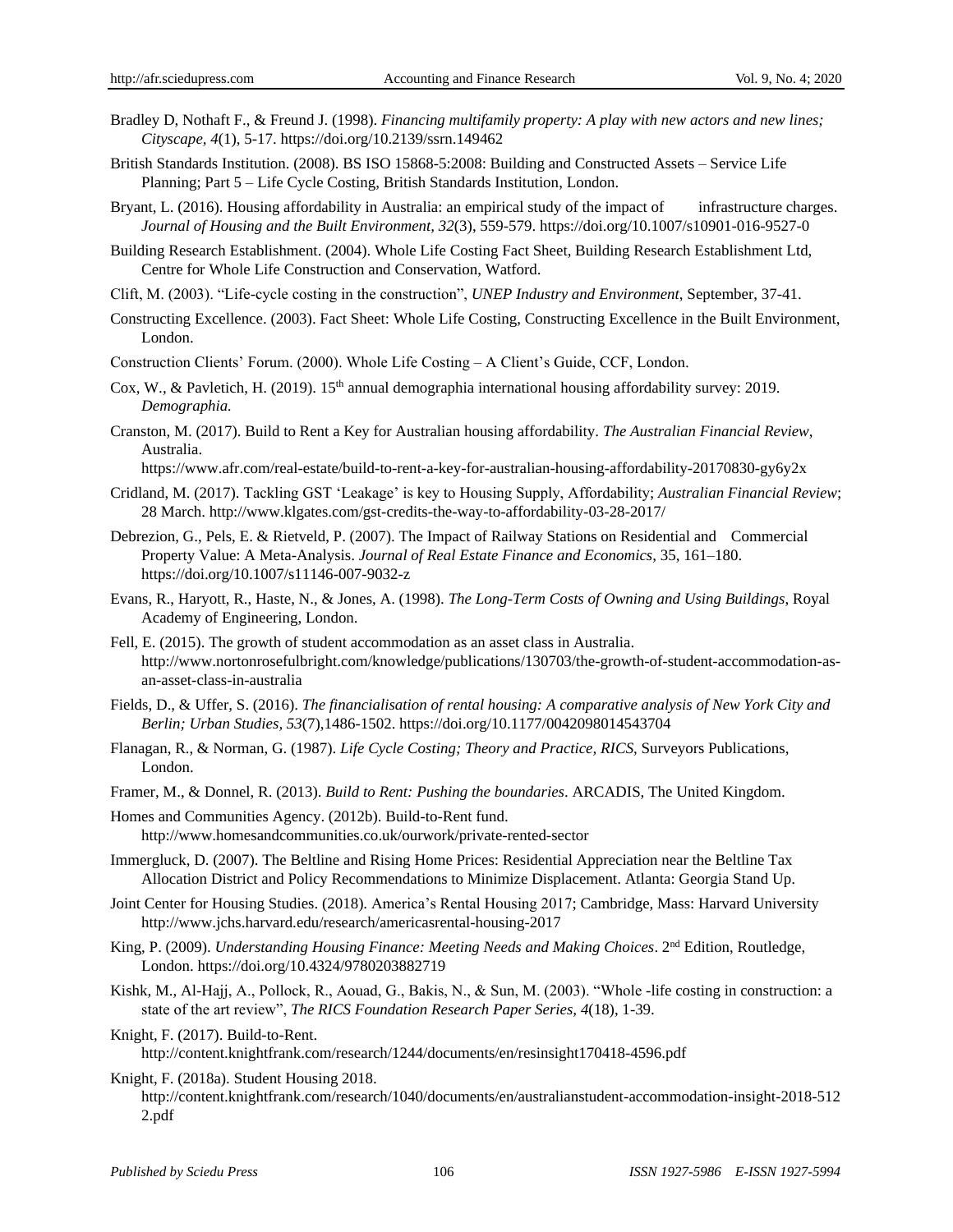Bradley D, Nothaft F., & Freund J. (1998). *Financing multifamily property: A play with new actors and new lines; Cityscape, 4*(1), 5-17. https://doi.org/10.2139/ssrn.149462

British Standards Institution. (2008). BS ISO 15868-5:2008: Building and Constructed Assets – Service Life Planning; Part 5 – Life Cycle Costing, British Standards Institution, London.

Bryant, L. (2016). Housing affordability in Australia: an empirical study of the impact of infrastructure charges. *Journal of Housing and the Built Environment, 32*(3), 559-579. https://doi.org/10.1007/s10901-016-9527-0

Building Research Establishment. (2004). Whole Life Costing Fact Sheet, Building Research Establishment Ltd, Centre for Whole Life Construction and Conservation, Watford.

Clift, M. (2003). "Life-cycle costing in the construction", *UNEP Industry and Environment*, September, 37-41.

Constructing Excellence. (2003). Fact Sheet: Whole Life Costing, Constructing Excellence in the Built Environment, London.

Construction Clients' Forum. (2000). Whole Life Costing – A Client's Guide, CCF, London.

Cox, W., & Pavletich, H. (2019). 15th annual demographia international housing affordability survey: 2019. *Demographia.*

Cranston, M. (2017). Build to Rent a Key for Australian housing affordability. *The Australian Financial Review*, Australia.
https://www.afr.com/real-estate/build-to-rent-a-key-for-australian-housing-affordability-20170830-gy6y2x

Cridland, M. (2017). Tackling GST 'Leakage' is key to Housing Supply, Affordability; *Australian Financial Review*; 28 March. http://www.klgates.com/gst-credits-the-way-to-affordability-03-28-2017/

Debrezion, G., Pels, E. & Rietveld, P. (2007). The Impact of Railway Stations on Residential and Commercial Property Value: A Meta-Analysis. *Journal of Real Estate Finance and Economics*, 35, 161–180. https://doi.org/10.1007/s11146-007-9032-z

Evans, R., Haryott, R., Haste, N., & Jones, A. (1998). *The Long-Term Costs of Owning and Using Buildings*, Royal Academy of Engineering, London.

Fell, E. (2015). The growth of student accommodation as an asset class in Australia. http://www.nortonrosefulbright.com/knowledge/publications/130703/the-growth-of-student-accommodation-as-an-asset-class-in-australia

Fields, D., & Uffer, S. (2016). *The financialisation of rental housing: A comparative analysis of New York City and Berlin; Urban Studies, 53*(7),1486-1502. https://doi.org/10.1177/0042098014543704

Flanagan, R., & Norman, G. (1987). *Life Cycle Costing; Theory and Practice, RICS*, Surveyors Publications, London.

Framer, M., & Donnel, R. (2013). *Build to Rent: Pushing the boundaries*. ARCADIS, The United Kingdom.

Homes and Communities Agency. (2012b). Build-to-Rent fund. http://www.homesandcommunities.co.uk/ourwork/private-rented-sector

Immergluck, D. (2007). The Beltline and Rising Home Prices: Residential Appreciation near the Beltline Tax Allocation District and Policy Recommendations to Minimize Displacement. Atlanta: Georgia Stand Up.

Joint Center for Housing Studies. (2018). America's Rental Housing 2017; Cambridge, Mass: Harvard University http://www.jchs.harvard.edu/research/americasrental-housing-2017

King, P. (2009). *Understanding Housing Finance: Meeting Needs and Making Choices*. 2nd Edition, Routledge, London. https://doi.org/10.4324/9780203882719

Kishk, M., Al-Hajj, A., Pollock, R., Aouad, G., Bakis, N., & Sun, M. (2003). "Whole -life costing in construction: a state of the art review", *The RICS Foundation Research Paper Series, 4*(18), 1-39.

Knight, F. (2017). Build-to-Rent. http://content.knightfrank.com/research/1244/documents/en/resinsight170418-4596.pdf

Knight, F. (2018a). Student Housing 2018. http://content.knightfrank.com/research/1040/documents/en/australianstudent-accommodation-insight-2018-5122.pdf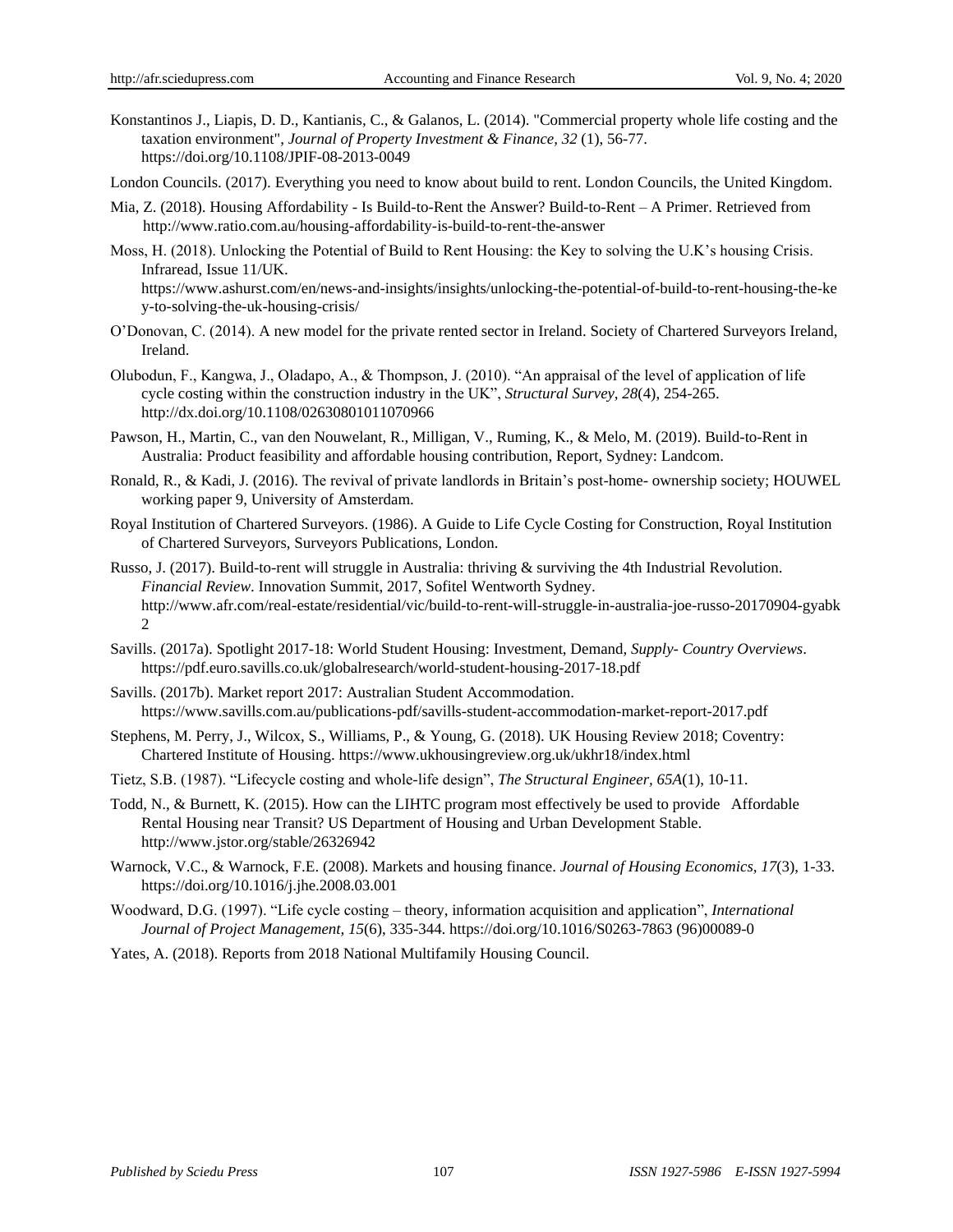Konstantinos J., Liapis, D. D., Kantianis, C., & Galanos, L. (2014). "Commercial property whole life costing and the taxation environment", *Journal of Property Investment & Finance, 32* (1), 56-77. https://doi.org/10.1108/JPIF-08-2013-0049

London Councils. (2017). Everything you need to know about build to rent. London Councils, the United Kingdom.

Mia, Z. (2018). Housing Affordability - Is Build-to-Rent the Answer? Build-to-Rent – A Primer. Retrieved from http://www.ratio.com.au/housing-affordability-is-build-to-rent-the-answer

Moss, H. (2018). Unlocking the Potential of Build to Rent Housing: the Key to solving the U.K's housing Crisis. Infraread, Issue 11/UK. https://www.ashurst.com/en/news-and-insights/insights/unlocking-the-potential-of-build-to-rent-housing-the-key-to-solving-the-uk-housing-crisis/

O'Donovan, C. (2014). A new model for the private rented sector in Ireland. Society of Chartered Surveyors Ireland, Ireland.

Olubodun, F., Kangwa, J., Oladapo, A., & Thompson, J. (2010). "An appraisal of the level of application of life cycle costing within the construction industry in the UK", *Structural Survey, 28*(4), 254-265. http://dx.doi.org/10.1108/02630801011070966

Pawson, H., Martin, C., van den Nouwelant, R., Milligan, V., Ruming, K., & Melo, M. (2019). Build-to-Rent in Australia: Product feasibility and affordable housing contribution, Report, Sydney: Landcom.

Ronald, R., & Kadi, J. (2016). The revival of private landlords in Britain's post-home- ownership society; HOUWEL working paper 9, University of Amsterdam.

Royal Institution of Chartered Surveyors. (1986). A Guide to Life Cycle Costing for Construction, Royal Institution of Chartered Surveyors, Surveyors Publications, London.

Russo, J. (2017). Build-to-rent will struggle in Australia: thriving & surviving the 4th Industrial Revolution. *Financial Review*. Innovation Summit, 2017, Sofitel Wentworth Sydney. http://www.afr.com/real-estate/residential/vic/build-to-rent-will-struggle-in-australia-joe-russo-20170904-gyabk2

Savills. (2017a). Spotlight 2017-18: World Student Housing: Investment, Demand, *Supply- Country Overviews*. https://pdf.euro.savills.co.uk/globalresearch/world-student-housing-2017-18.pdf

Savills. (2017b). Market report 2017: Australian Student Accommodation. https://www.savills.com.au/publications-pdf/savills-student-accommodation-market-report-2017.pdf

Stephens, M. Perry, J., Wilcox, S., Williams, P., & Young, G. (2018). UK Housing Review 2018; Coventry: Chartered Institute of Housing. https://www.ukhousingreview.org.uk/ukhr18/index.html

Tietz, S.B. (1987). "Lifecycle costing and whole-life design", *The Structural Engineer, 65A*(1), 10-11.

Todd, N., & Burnett, K. (2015). How can the LIHTC program most effectively be used to provide Affordable Rental Housing near Transit? US Department of Housing and Urban Development Stable. http://www.jstor.org/stable/26326942

Warnock, V.C., & Warnock, F.E. (2008). Markets and housing finance. *Journal of Housing Economics, 17*(3), 1-33. https://doi.org/10.1016/j.jhe.2008.03.001

Woodward, D.G. (1997). "Life cycle costing – theory, information acquisition and application", *International Journal of Project Management, 15*(6), 335-344. https://doi.org/10.1016/S0263-7863 (96)00089-0

Yates, A. (2018). Reports from 2018 National Multifamily Housing Council.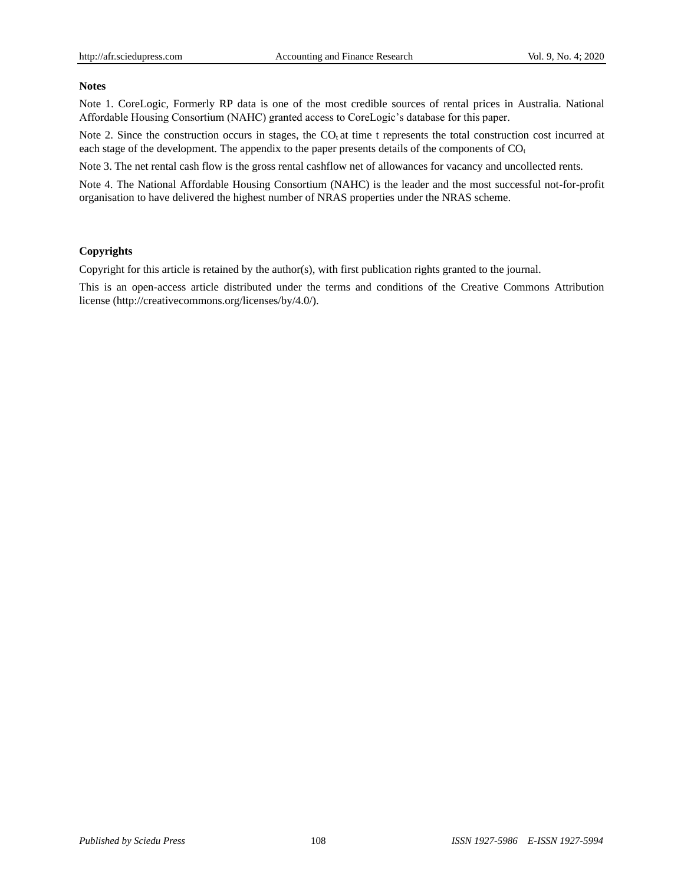**Notes**

Note 1. CoreLogic, Formerly RP data is one of the most credible sources of rental prices in Australia. National Affordable Housing Consortium (NAHC) granted access to CoreLogic's database for this paper.

Note 2. Since the construction occurs in stages, the $CO_t$ at time t represents the total construction cost incurred at each stage of the development. The appendix to the paper presents details of the components of $CO_t$

Note 3. The net rental cash flow is the gross rental cashflow net of allowances for vacancy and uncollected rents.

Note 4. The National Affordable Housing Consortium (NAHC) is the leader and the most successful not-for-profit organisation to have delivered the highest number of NRAS properties under the NRAS scheme.

**Copyrights**

Copyright for this article is retained by the author(s), with first publication rights granted to the journal.

This is an open-access article distributed under the terms and conditions of the Creative Commons Attribution license (http://creativecommons.org/licenses/by/4.0/).